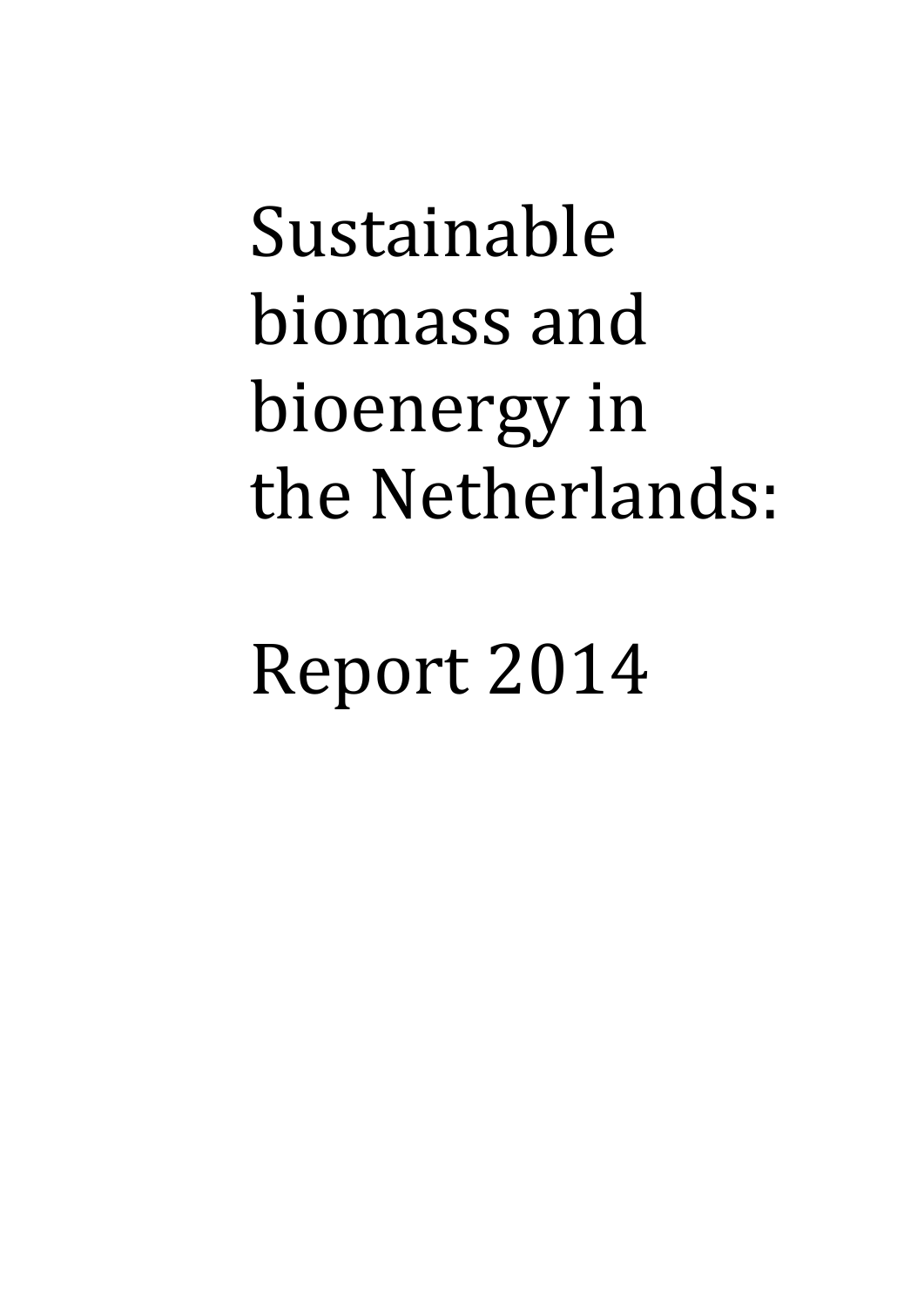# Sustainable biomass and bioenergy in the Netherlands:

# Report 2014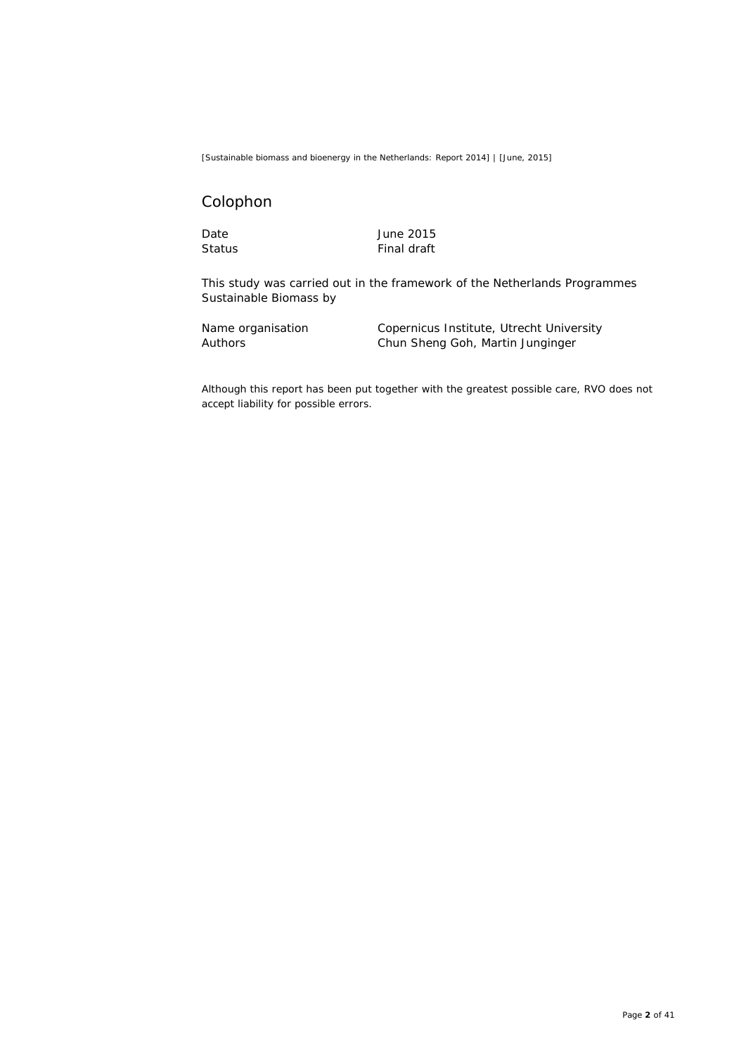## Colophon

| | |
|---|---|
| Date | June 2015 |
| Status | Final draft |

This study was carried out in the framework of the Netherlands Programmes Sustainable Biomass by

| | |
|---|---|
| Name organisation | Copernicus Institute, Utrecht University |
| Authors | Chun Sheng Goh, Martin Junginger |

Although this report has been put together with the greatest possible care, RVO does not accept liability for possible errors.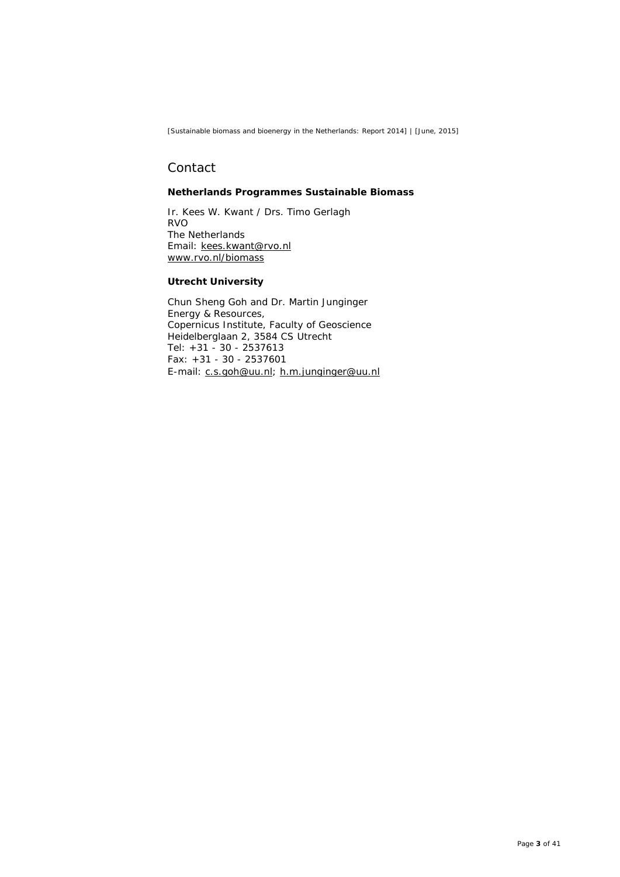## Contact

**Netherlands Programmes Sustainable Biomass**

Ir. Kees W. Kwant / Drs. Timo Gerlagh
RVO
The Netherlands
Email: kees.kwant@rvo.nl
www.rvo.nl/biomass

**Utrecht University**

Chun Sheng Goh and Dr. Martin Junginger
Energy & Resources,
Copernicus Institute, Faculty of Geoscience
Heidelberglaan 2, 3584 CS Utrecht
Tel: +31 - 30 - 2537613
Fax: +31 - 30 - 2537601
E-mail: c.s.goh@uu.nl; h.m.junginger@uu.nl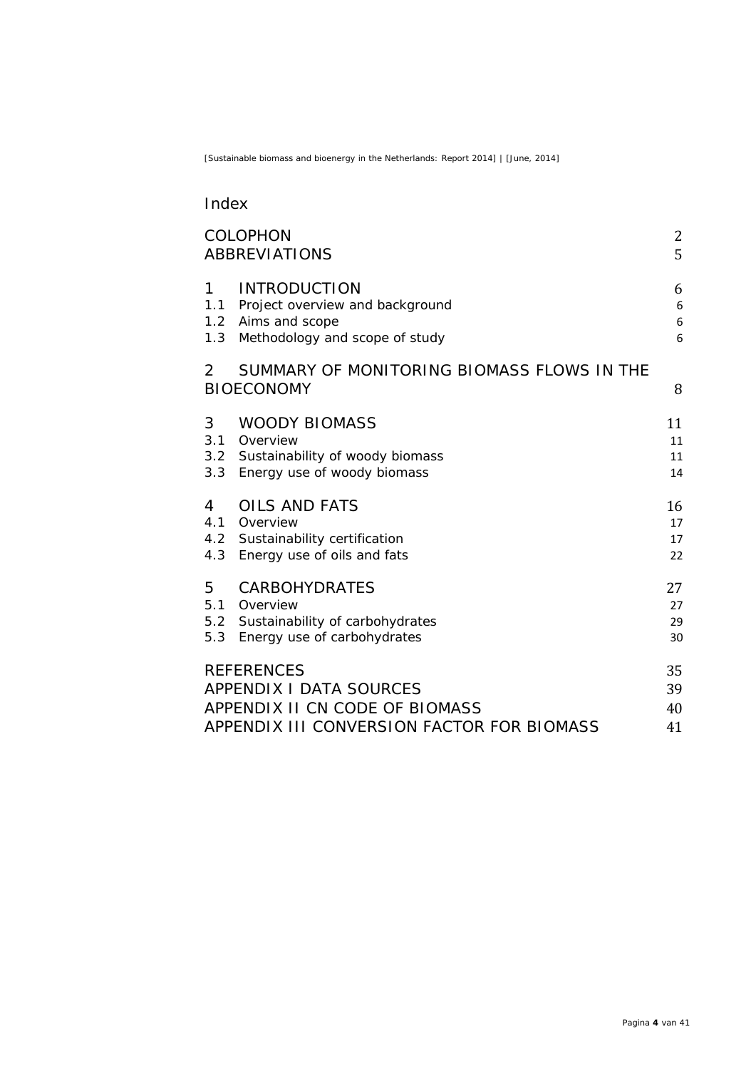# Index

| | |
|---|---|
| COLOPHON | 2 |
| ABBREVIATIONS | 5 |
| 1 INTRODUCTION | 6 |
| 1.1 Project overview and background | 6 |
| 1.2 Aims and scope | 6 |
| 1.3 Methodology and scope of study | 6 |
| 2 SUMMARY OF MONITORING BIOMASS FLOWS IN THE BIOECONOMY | 8 |
| 3 WOODY BIOMASS | 11 |
| 3.1 Overview | 11 |
| 3.2 Sustainability of woody biomass | 11 |
| 3.3 Energy use of woody biomass | 14 |
| 4 OILS AND FATS | 16 |
| 4.1 Overview | 17 |
| 4.2 Sustainability certification | 17 |
| 4.3 Energy use of oils and fats | 22 |
| 5 CARBOHYDRATES | 27 |
| 5.1 Overview | 27 |
| 5.2 Sustainability of carbohydrates | 29 |
| 5.3 Energy use of carbohydrates | 30 |
| REFERENCES | 35 |
| APPENDIX I DATA SOURCES | 39 |
| APPENDIX II CN CODE OF BIOMASS | 40 |
| APPENDIX III CONVERSION FACTOR FOR BIOMASS | 41 |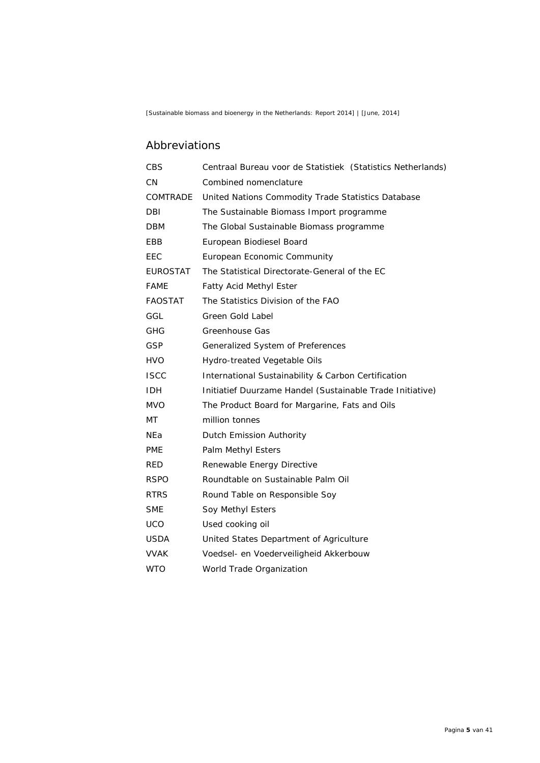## Abbreviations

| | |
|---|---|
| CBS | Centraal Bureau voor de Statistiek (Statistics Netherlands) |
| CN | Combined nomenclature |
| COMTRADE | United Nations Commodity Trade Statistics Database |
| DBI | The Sustainable Biomass Import programme |
| DBM | The Global Sustainable Biomass programme |
| EBB | European Biodiesel Board |
| EEC | European Economic Community |
| EUROSTAT | The Statistical Directorate-General of the EC |
| FAME | Fatty Acid Methyl Ester |
| FAOSTAT | The Statistics Division of the FAO |
| GGL | Green Gold Label |
| GHG | Greenhouse Gas |
| GSP | Generalized System of Preferences |
| HVO | Hydro-treated Vegetable Oils |
| ISCC | International Sustainability & Carbon Certification |
| IDH | Initiatief Duurzame Handel (Sustainable Trade Initiative) |
| MVO | The Product Board for Margarine, Fats and Oils |
| MT | million tonnes |
| NEa | Dutch Emission Authority |
| PME | Palm Methyl Esters |
| RED | Renewable Energy Directive |
| RSPO | Roundtable on Sustainable Palm Oil |
| RTRS | Round Table on Responsible Soy |
| SME | Soy Methyl Esters |
| UCO | Used cooking oil |
| USDA | United States Department of Agriculture |
| VVAK | Voedsel- en Voederveiligheid Akkerbouw |
| WTO | World Trade Organization |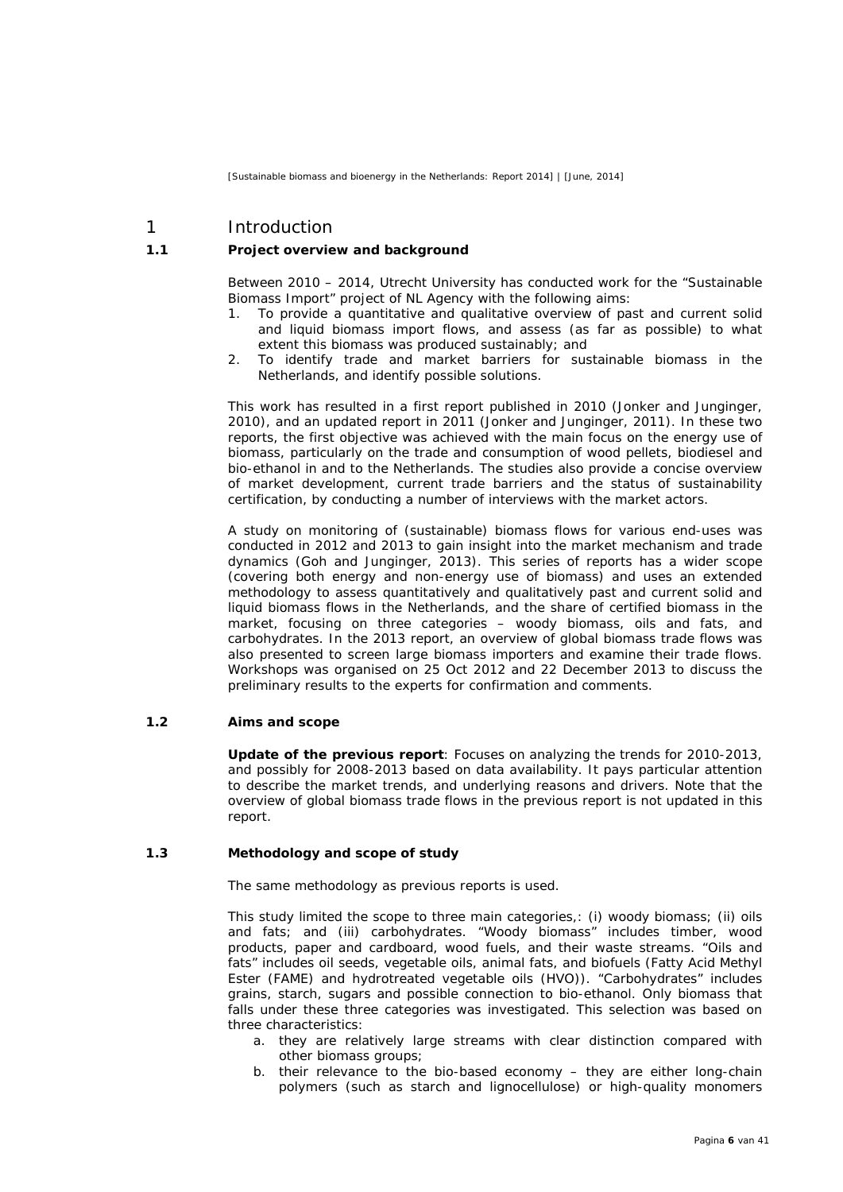# 1 Introduction

## 1.1 Project overview and background

Between 2010 – 2014, Utrecht University has conducted work for the "Sustainable Biomass Import" project of NL Agency with the following aims:

1. To provide a quantitative and qualitative overview of past and current solid and liquid biomass import flows, and assess (as far as possible) to what extent this biomass was produced sustainably; and
2. To identify trade and market barriers for sustainable biomass in the Netherlands, and identify possible solutions.

This work has resulted in a first report published in 2010 (Jonker and Junginger, 2010), and an updated report in 2011 (Jonker and Junginger, 2011). In these two reports, the first objective was achieved with the main focus on the energy use of biomass, particularly on the trade and consumption of wood pellets, biodiesel and bio-ethanol in and to the Netherlands. The studies also provide a concise overview of market development, current trade barriers and the status of sustainability certification, by conducting a number of interviews with the market actors.

A study on monitoring of (sustainable) biomass flows for various end-uses was conducted in 2012 and 2013 to gain insight into the market mechanism and trade dynamics (Goh and Junginger, 2013). This series of reports has a wider scope (covering both energy and non-energy use of biomass) and uses an extended methodology to assess quantitatively and qualitatively past and current solid and liquid biomass flows in the Netherlands, and the share of certified biomass in the market, focusing on three categories – woody biomass, oils and fats, and carbohydrates. In the 2013 report, an overview of global biomass trade flows was also presented to screen large biomass importers and examine their trade flows. Workshops was organised on 25 Oct 2012 and 22 December 2013 to discuss the preliminary results to the experts for confirmation and comments.

## 1.2 Aims and scope

**Update of the previous report**: Focuses on analyzing the trends for 2010-2013, and possibly for 2008-2013 based on data availability. It pays particular attention to describe the market trends, and underlying reasons and drivers. Note that the overview of global biomass trade flows in the previous report is not updated in this report.

## 1.3 Methodology and scope of study

The same methodology as previous reports is used.

This study limited the scope to three main categories,: (i) woody biomass; (ii) oils and fats; and (iii) carbohydrates. "Woody biomass" includes timber, wood products, paper and cardboard, wood fuels, and their waste streams. "Oils and fats" includes oil seeds, vegetable oils, animal fats, and biofuels (Fatty Acid Methyl Ester (FAME) and hydrotreated vegetable oils (HVO)). "Carbohydrates" includes grains, starch, sugars and possible connection to bio-ethanol. Only biomass that falls under these three categories was investigated. This selection was based on three characteristics:

a. they are relatively large streams with clear distinction compared with other biomass groups;
b. their relevance to the bio-based economy – they are either long-chain polymers (such as starch and lignocellulose) or high-quality monomers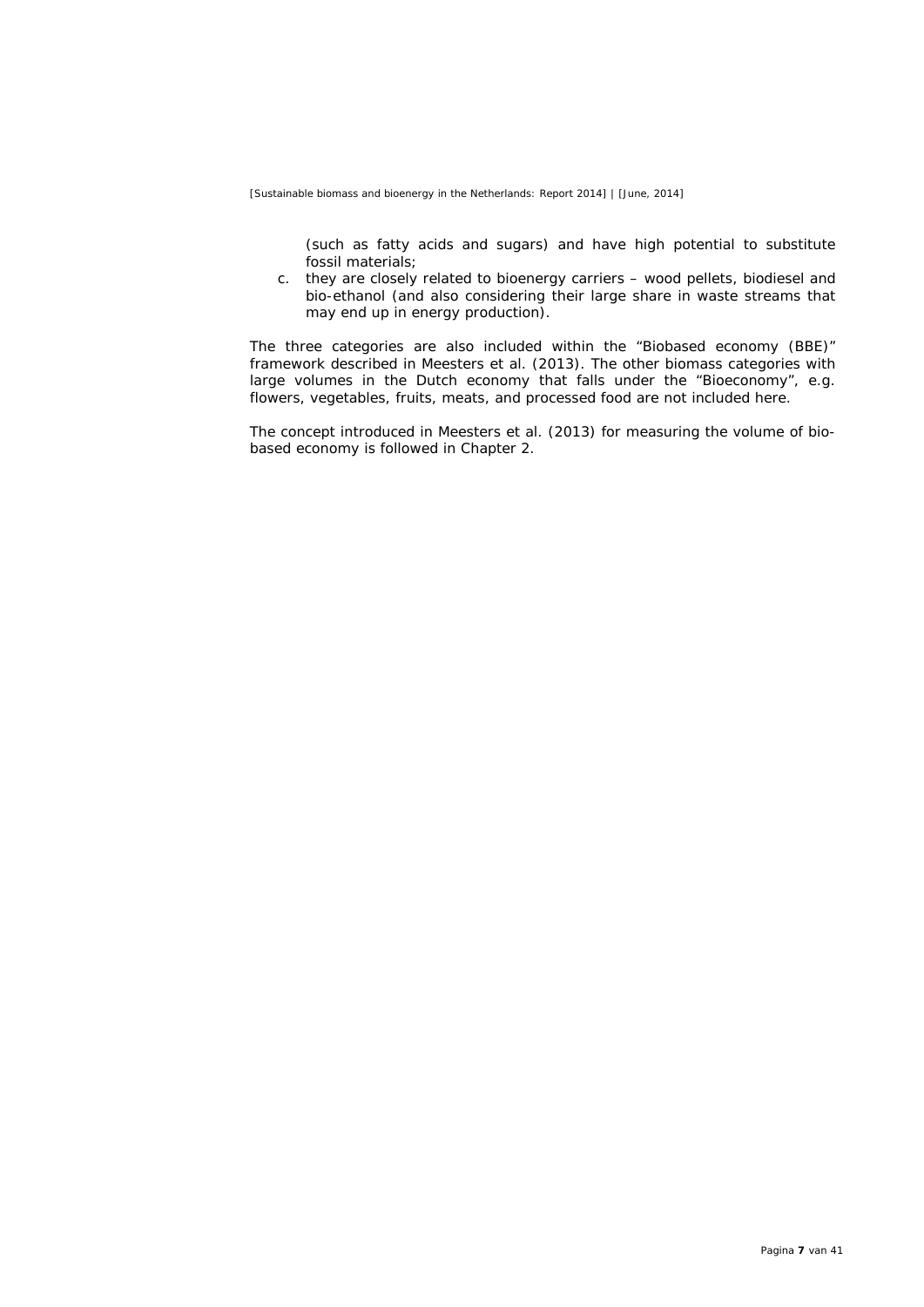(such as fatty acids and sugars) and have high potential to substitute fossil materials;

c. they are closely related to bioenergy carriers – wood pellets, biodiesel and bio-ethanol (and also considering their large share in waste streams that may end up in energy production).

The three categories are also included within the "Biobased economy (BBE)" framework described in Meesters et al. (2013). The other biomass categories with large volumes in the Dutch economy that falls under the "Bioeconomy", e.g. flowers, vegetables, fruits, meats, and processed food are not included here.

The concept introduced in Meesters et al. (2013) for measuring the volume of bio-based economy is followed in Chapter 2.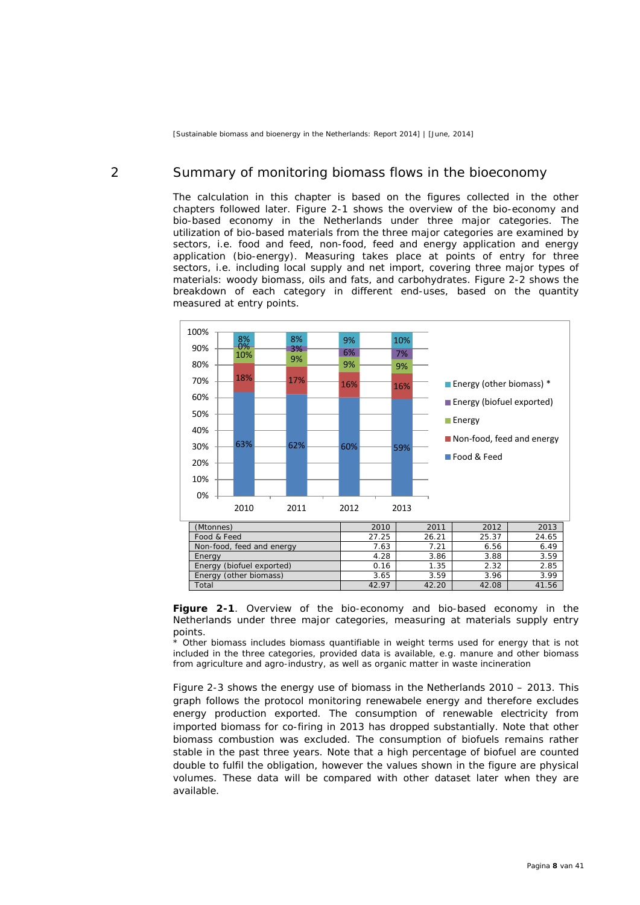## 2 Summary of monitoring biomass flows in the bioeconomy

The calculation in this chapter is based on the figures collected in the other chapters followed later. Figure 2-1 shows the overview of the bio-economy and bio-based economy in the Netherlands under three major categories. The utilization of bio-based materials from the three major categories are examined by sectors, i.e. food and feed, non-food, feed and energy application and energy application (bio-energy). Measuring takes place at points of entry for three sectors, i.e. including local supply and net import, covering three major types of materials: woody biomass, oils and fats, and carbohydrates. Figure 2-2 shows the breakdown of each category in different end-uses, based on the quantity measured at entry points.

| (Mtonnes) | 2010 | 2011 | 2012 | 2013 |
|---|---|---|---|---|
| Food & Feed | 27.25 | 26.21 | 25.37 | 24.65 |
| Non-food, feed and energy | 7.63 | 7.21 | 6.56 | 6.49 |
| Energy | 4.28 | 3.86 | 3.88 | 3.59 |
| Energy (biofuel exported) | 0.16 | 1.35 | 2.32 | 2.85 |
| Energy (other biomass) | 3.65 | 3.59 | 3.96 | 3.99 |
| Total | 42.97 | 42.20 | 42.08 | 41.56 |

**Figure 2-1**. Overview of the bio-economy and bio-based economy in the Netherlands under three major categories, measuring at materials supply entry points.

* Other biomass includes biomass quantifiable in weight terms used for energy that is not included in the three categories, provided data is available, e.g. manure and other biomass from agriculture and agro-industry, as well as organic matter in waste incineration

Figure 2-3 shows the energy use of biomass in the Netherlands 2010 – 2013. This graph follows the protocol monitoring renewabele energy and therefore excludes energy production exported. The consumption of renewable electricity from imported biomass for co-firing in 2013 has dropped substantially. Note that other biomass combustion was excluded. The consumption of biofuels remains rather stable in the past three years. Note that a high percentage of biofuel are counted double to fulfil the obligation, however the values shown in the figure are physical volumes. These data will be compared with other dataset later when they are available.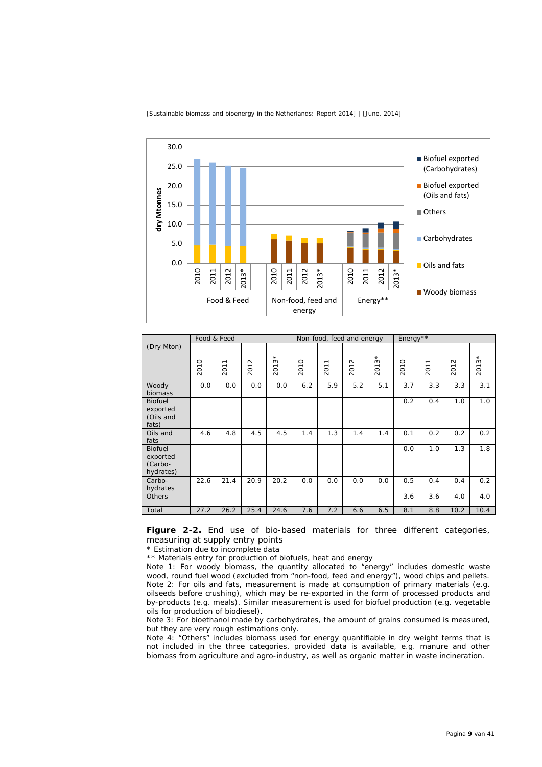| (Dry Mton) | Food & Feed | | | | Non-food, feed and energy | | | | Energy** | | | |
|---|---|---|---|---|---|---|---|---|---|---|---|---|
| | 2010 | 2011 | 2012 | 2013* | 2010 | 2011 | 2012 | 2013* | 2010 | 2011 | 2012 | 2013* |
| Woody biomass | 0.0 | 0.0 | 0.0 | 0.0 | 6.2 | 5.9 | 5.2 | 5.1 | 3.7 | 3.3 | 3.3 | 3.1 |
| Biofuel exported (Oils and fats) | | | | | | | | | 0.2 | 0.4 | 1.0 | 1.0 |
| Oils and fats | 4.6 | 4.8 | 4.5 | 4.5 | 1.4 | 1.3 | 1.4 | 1.4 | 0.1 | 0.2 | 0.2 | 0.2 |
| Biofuel exported (Carbo-hydrates) | | | | | | | | | 0.0 | 1.0 | 1.3 | 1.8 |
| Carbo-hydrates | 22.6 | 21.4 | 20.9 | 20.2 | 0.0 | 0.0 | 0.0 | 0.0 | 0.5 | 0.4 | 0.4 | 0.2 |
| Others | | | | | | | | | 3.6 | 3.6 | 4.0 | 4.0 |
| Total | 27.2 | 26.2 | 25.4 | 24.6 | 7.6 | 7.2 | 6.6 | 6.5 | 8.1 | 8.8 | 10.2 | 10.4 |

**Figure 2-2.** End use of bio-based materials for three different categories, measuring at supply entry points

\* Estimation due to incomplete data

** Materials entry for production of biofuels, heat and energy

Note 1: For woody biomass, the quantity allocated to "energy" includes domestic waste wood, round fuel wood (excluded from "non-food, feed and energy"), wood chips and pellets.

Note 2: For oils and fats, measurement is made at consumption of primary materials (e.g. oilseeds before crushing), which may be re-exported in the form of processed products and by-products (e.g. meals). Similar measurement is used for biofuel production (e.g. vegetable oils for production of biodiesel).

Note 3: For bioethanol made by carbohydrates, the amount of grains consumed is measured, but they are very rough estimations only.

Note 4: "Others" includes biomass used for energy quantifiable in dry weight terms that is not included in the three categories, provided data is available, e.g. manure and other biomass from agriculture and agro-industry, as well as organic matter in waste incineration.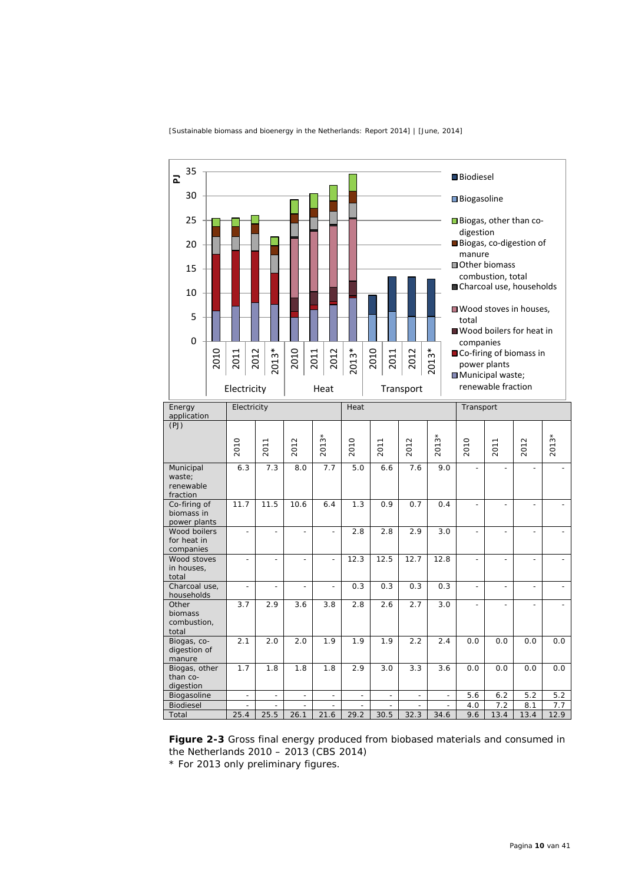| Energy application (PJ) | Electricity | | | | Heat | | | | Transport | | | |
|---|---|---|---|---|---|---|---|---|---|---|---|---|
| | 2010 | 2011 | 2012 | 2013* | 2010 | 2011 | 2012 | 2013* | 2010 | 2011 | 2012 | 2013* |
| Municipal waste; renewable fraction | 6.3 | 7.3 | 8.0 | 7.7 | 5.0 | 6.6 | 7.6 | 9.0 | - | - | - | - |
| Co-firing of biomass in power plants | 11.7 | 11.5 | 10.6 | 6.4 | 1.3 | 0.9 | 0.7 | 0.4 | - | - | - | - |
| Wood boilers for heat in companies | - | - | - | - | 2.8 | 2.8 | 2.9 | 3.0 | - | - | - | - |
| Wood stoves in houses, total | - | - | - | - | 12.3 | 12.5 | 12.7 | 12.8 | - | - | - | - |
| Charcoal use, households | - | - | - | - | 0.3 | 0.3 | 0.3 | 0.3 | - | - | - | - |
| Other biomass combustion, total | 3.7 | 2.9 | 3.6 | 3.8 | 2.8 | 2.6 | 2.7 | 3.0 | - | - | - | - |
| Biogas, co-digestion of manure | 2.1 | 2.0 | 2.0 | 1.9 | 1.9 | 1.9 | 2.2 | 2.4 | 0.0 | 0.0 | 0.0 | 0.0 |
| Biogas, other than co-digestion | 1.7 | 1.8 | 1.8 | 1.8 | 2.9 | 3.0 | 3.3 | 3.6 | 0.0 | 0.0 | 0.0 | 0.0 |
| Biogasoline | - | - | - | - | - | - | - | - | 5.6 | 6.2 | 5.2 | 5.2 |
| Biodiesel | - | - | - | - | - | - | - | - | 4.0 | 7.2 | 8.1 | 7.7 |
| Total | 25.4 | 25.5 | 26.1 | 21.6 | 29.2 | 30.5 | 32.3 | 34.6 | 9.6 | 13.4 | 13.4 | 12.9 |

**Figure 2-3** Gross final energy produced from biobased materials and consumed in the Netherlands 2010 – 2013 (CBS 2014)
* For 2013 only preliminary figures.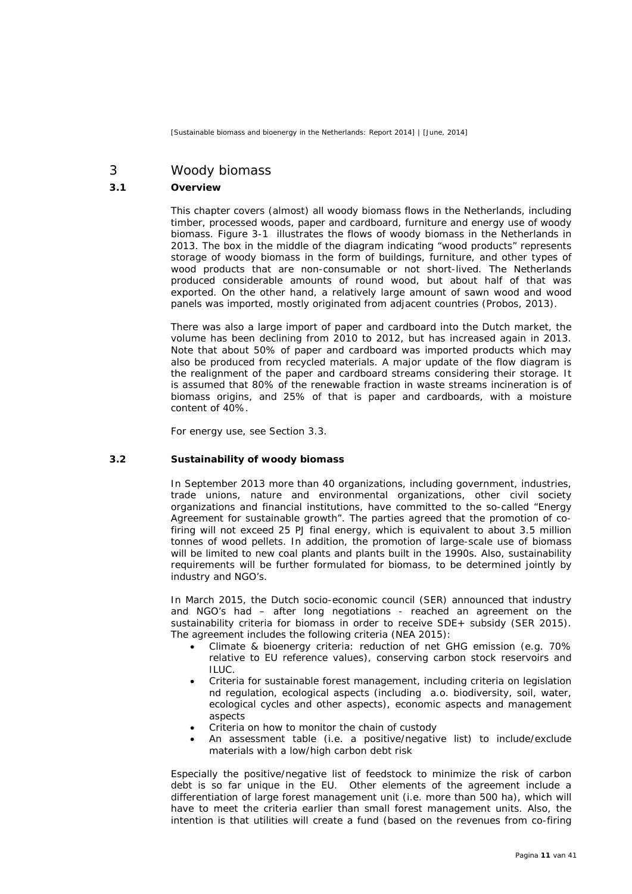# 3 Woody biomass

## 3.1 Overview

This chapter covers (almost) all woody biomass flows in the Netherlands, including timber, processed woods, paper and cardboard, furniture and energy use of woody biomass. Figure 3-1 illustrates the flows of woody biomass in the Netherlands in 2013. The box in the middle of the diagram indicating "wood products" represents storage of woody biomass in the form of buildings, furniture, and other types of wood products that are non-consumable or not short-lived. The Netherlands produced considerable amounts of round wood, but about half of that was exported. On the other hand, a relatively large amount of sawn wood and wood panels was imported, mostly originated from adjacent countries (Probos, 2013).

There was also a large import of paper and cardboard into the Dutch market, the volume has been declining from 2010 to 2012, but has increased again in 2013. Note that about 50% of paper and cardboard was imported products which may also be produced from recycled materials. A major update of the flow diagram is the realignment of the paper and cardboard streams considering their storage. It is assumed that 80% of the renewable fraction in waste streams incineration is of biomass origins, and 25% of that is paper and cardboards, with a moisture content of 40%.

For energy use, see Section 3.3.

## 3.2 Sustainability of woody biomass

In September 2013 more than 40 organizations, including government, industries, trade unions, nature and environmental organizations, other civil society organizations and financial institutions, have committed to the so-called "Energy Agreement for sustainable growth". The parties agreed that the promotion of co-firing will not exceed 25 PJ final energy, which is equivalent to about 3.5 million tonnes of wood pellets. In addition, the promotion of large-scale use of biomass will be limited to new coal plants and plants built in the 1990s. Also, sustainability requirements will be further formulated for biomass, to be determined jointly by industry and NGO's.

In March 2015, the Dutch socio-economic council (SER) announced that industry and NGO's had – after long negotiations - reached an agreement on the sustainability criteria for biomass in order to receive SDE+ subsidy (SER 2015). The agreement includes the following criteria (NEA 2015):

- Climate & bioenergy criteria: reduction of net GHG emission (e.g. 70% relative to EU reference values), conserving carbon stock reservoirs and ILUC.
- Criteria for sustainable forest management, including criteria on legislation nd regulation, ecological aspects (including a.o. biodiversity, soil, water, ecological cycles and other aspects), economic aspects and management aspects
- Criteria on how to monitor the chain of custody
- An assessment table (i.e. a positive/negative list) to include/exclude materials with a low/high carbon debt risk

Especially the positive/negative list of feedstock to minimize the risk of carbon debt is so far unique in the EU. Other elements of the agreement include a differentiation of large forest management unit (i.e. more than 500 ha), which will have to meet the criteria earlier than small forest management units. Also, the intention is that utilities will create a fund (based on the revenues from co-firing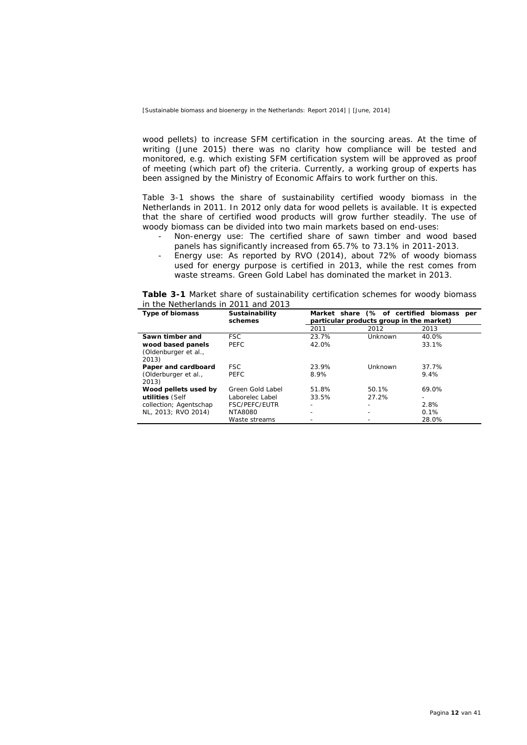wood pellets) to increase SFM certification in the sourcing areas. At the time of writing (June 2015) there was no clarity how compliance will be tested and monitored, e.g. which existing SFM certification system will be approved as proof of meeting (which part of) the criteria. Currently, a working group of experts has been assigned by the Ministry of Economic Affairs to work further on this.

Table 3-1 shows the share of sustainability certified woody biomass in the Netherlands in 2011. In 2012 only data for wood pellets is available. It is expected that the share of certified wood products will grow further steadily. The use of woody biomass can be divided into two main markets based on end-uses:

- Non-energy use: The certified share of sawn timber and wood based panels has significantly increased from 65.7% to 73.1% in 2011-2013.
- Energy use: As reported by RVO (2014), about 72% of woody biomass used for energy purpose is certified in 2013, while the rest comes from waste streams. Green Gold Label has dominated the market in 2013.

**Table 3-1** Market share of sustainability certification schemes for woody biomass in the Netherlands in 2011 and 2013

| Type of biomass | Sustainability schemes | Market share (% of certified biomass per particular products group in the market) | | |
|---|---|---|---|---|
| | | 2011 | 2012 | 2013 |
| **Sawn timber and wood based panels** (Oldenburger et al., 2013) | FSC | 23.7% | Unknown | 40.0% |
| | PEFC | 42.0% | | 33.1% |
| **Paper and cardboard** (Olderburger et al., 2013) | FSC | 23.9% | Unknown | 37.7% |
| | PEFC | 8.9% | | 9.4% |
| **Wood pellets used by utilities** (Self collection; Agentschap NL, 2013; RVO 2014) | Green Gold Label | 51.8% | 50.1% | 69.0% |
| | Laborelec Label | 33.5% | 27.2% | - |
| | FSC/PEFC/EUTR | - | - | 2.8% |
| | NTA8080 | - | - | 0.1% |
| | Waste streams | - | - | 28.0% |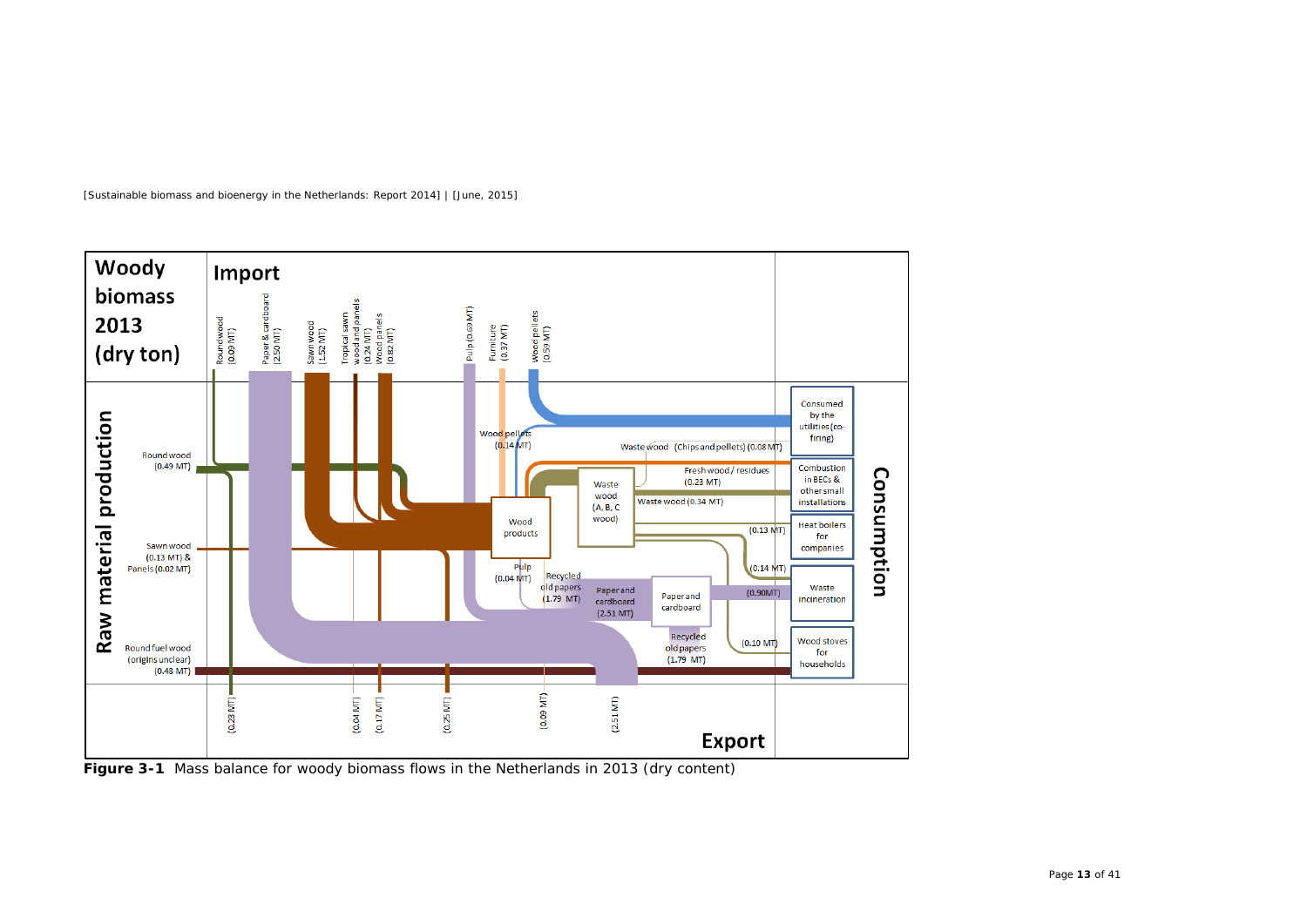**Woody biomass 2013 (dry ton)**

**Import**

- Roundwood (0.09 MT)
- Paper & cardboard (2.50 MT)
- Sawn wood (1.52 MT)
- Tropical sawn wood and panels (0.24 MT)
- Wood panels (0.82 MT)
- Pulp (0.69 MT)
- Furniture (0.37 MT)
- Wood pellets (0.59 MT)

**Raw material production**

- Round wood (0.49 MT)
- Sawn wood (0.13 MT) & Panels (0.02 MT)
- Round fuel wood (origins unclear) (0.48 MT)

**Intermediate flows**

- Wood pellets (0.14 MT)
- Wood products
- Waste wood (A, B, C wood)
- Waste wood (Chips and pellets) (0.08 MT)
- Fresh wood / residues (0.23 MT)
- Waste wood (0.34 MT)
- (0.13 MT)
- (0.14 MT)
- Pulp (0.04 MT)
- Recycled old papers (1.79 MT)
- Paper and cardboard (2.51 MT)
- Paper and cardboard
- (0.90MT)
- Recycled old papers (1.79 MT)
- (0.10 MT)

**Consumption**

- Consumed by the utilities (co-firing)
- Combustion in BECs & other small installations
- Heat boilers for companies
- Waste incineration
- Wood stoves for households

**Export**

(0.23 MT), (0.04 MT), (0.17 MT), (0.25 MT), (0.09 MT), (2.51 MT)

**Figure 3-1** Mass balance for woody biomass flows in the Netherlands in 2013 (dry content)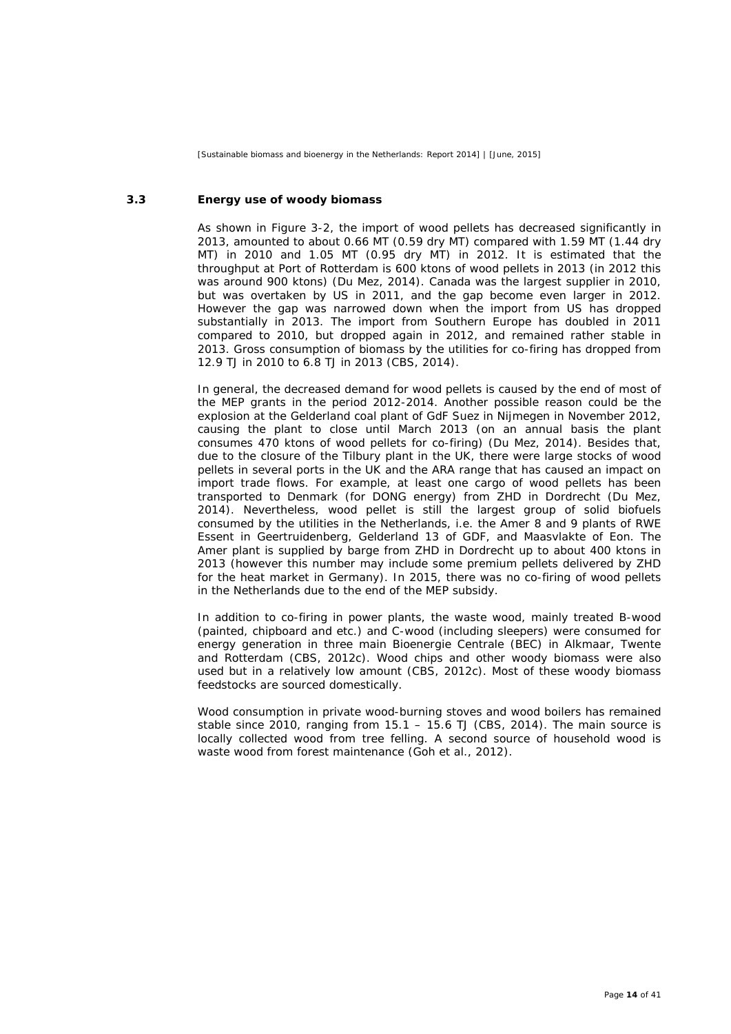### 3.3 Energy use of woody biomass

As shown in Figure 3-2, the import of wood pellets has decreased significantly in 2013, amounted to about 0.66 MT (0.59 dry MT) compared with 1.59 MT (1.44 dry MT) in 2010 and 1.05 MT (0.95 dry MT) in 2012. It is estimated that the throughput at Port of Rotterdam is 600 ktons of wood pellets in 2013 (in 2012 this was around 900 ktons) (Du Mez, 2014). Canada was the largest supplier in 2010, but was overtaken by US in 2011, and the gap become even larger in 2012. However the gap was narrowed down when the import from US has dropped substantially in 2013. The import from Southern Europe has doubled in 2011 compared to 2010, but dropped again in 2012, and remained rather stable in 2013. Gross consumption of biomass by the utilities for co-firing has dropped from 12.9 TJ in 2010 to 6.8 TJ in 2013 (CBS, 2014).

In general, the decreased demand for wood pellets is caused by the end of most of the MEP grants in the period 2012-2014. Another possible reason could be the explosion at the Gelderland coal plant of GdF Suez in Nijmegen in November 2012, causing the plant to close until March 2013 (on an annual basis the plant consumes 470 ktons of wood pellets for co-firing) (Du Mez, 2014). Besides that, due to the closure of the Tilbury plant in the UK, there were large stocks of wood pellets in several ports in the UK and the ARA range that has caused an impact on import trade flows. For example, at least one cargo of wood pellets has been transported to Denmark (for DONG energy) from ZHD in Dordrecht (Du Mez, 2014). Nevertheless, wood pellet is still the largest group of solid biofuels consumed by the utilities in the Netherlands, i.e. the Amer 8 and 9 plants of RWE Essent in Geertruidenberg, Gelderland 13 of GDF, and Maasvlakte of Eon. The Amer plant is supplied by barge from ZHD in Dordrecht up to about 400 ktons in 2013 (however this number may include some premium pellets delivered by ZHD for the heat market in Germany). In 2015, there was no co-firing of wood pellets in the Netherlands due to the end of the MEP subsidy.

In addition to co-firing in power plants, the waste wood, mainly treated B-wood (painted, chipboard and etc.) and C-wood (including sleepers) were consumed for energy generation in three main Bioenergie Centrale (BEC) in Alkmaar, Twente and Rotterdam (CBS, 2012c). Wood chips and other woody biomass were also used but in a relatively low amount (CBS, 2012c). Most of these woody biomass feedstocks are sourced domestically.

Wood consumption in private wood-burning stoves and wood boilers has remained stable since 2010, ranging from 15.1 – 15.6 TJ (CBS, 2014). The main source is locally collected wood from tree felling. A second source of household wood is waste wood from forest maintenance (Goh et al., 2012).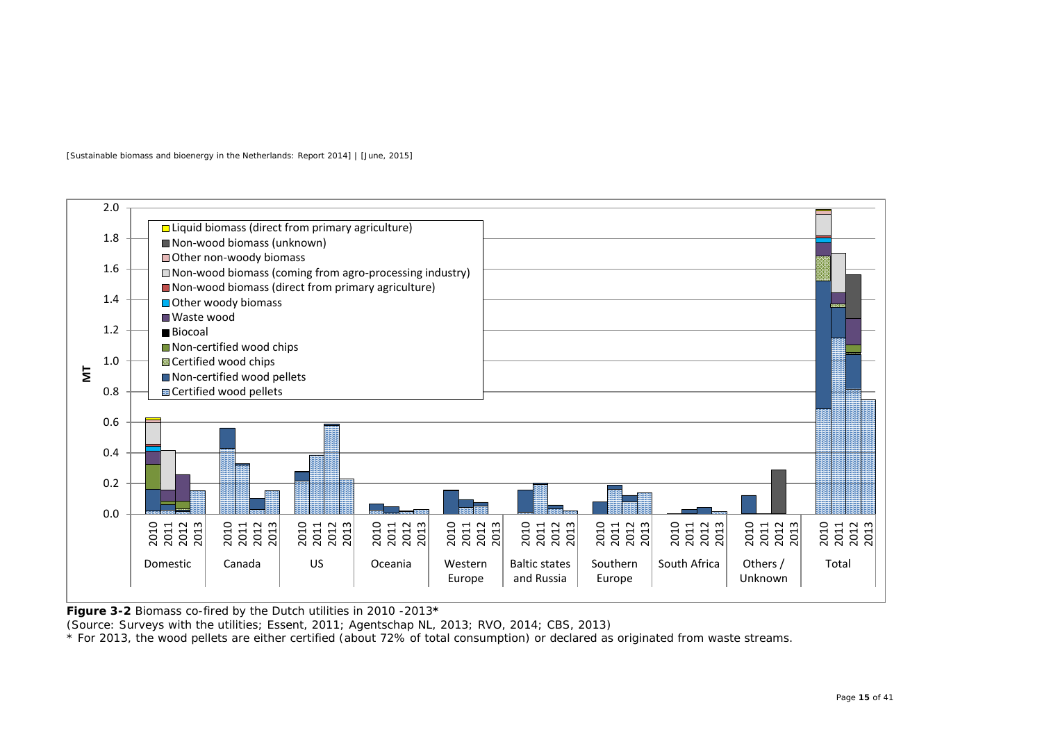**Figure 3-2** Biomass co-fired by the Dutch utilities in 2010 -2013*

(Source: Surveys with the utilities; Essent, 2011; Agentschap NL, 2013; RVO, 2014; CBS, 2013)

* For 2013, the wood pellets are either certified (about 72% of total consumption) or declared as originated from waste streams.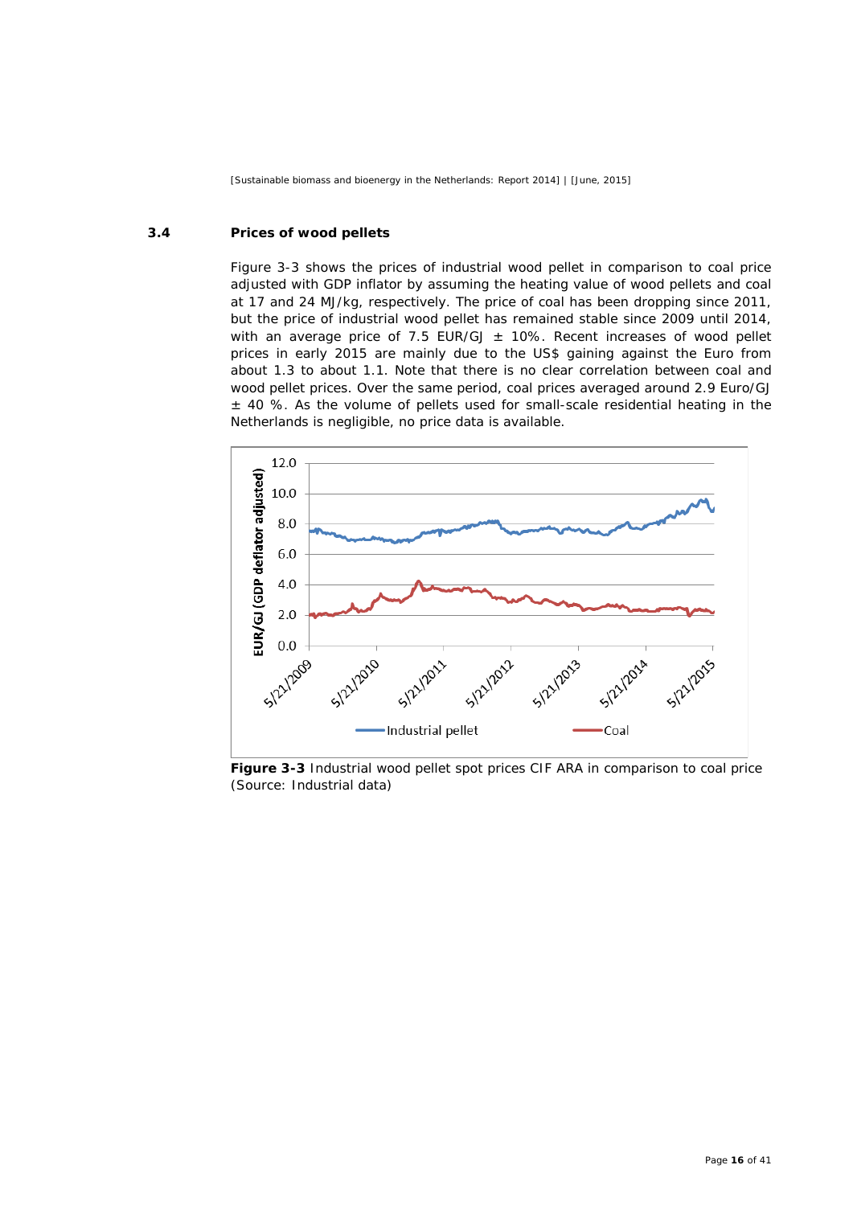### 3.4 Prices of wood pellets

Figure 3-3 shows the prices of industrial wood pellet in comparison to coal price adjusted with GDP inflator by assuming the heating value of wood pellets and coal at 17 and 24 MJ/kg, respectively. The price of coal has been dropping since 2011, but the price of industrial wood pellet has remained stable since 2009 until 2014, with an average price of 7.5 EUR/GJ ± 10%. Recent increases of wood pellet prices in early 2015 are mainly due to the US$ gaining against the Euro from about 1.3 to about 1.1. Note that there is no clear correlation between coal and wood pellet prices. Over the same period, coal prices averaged around 2.9 Euro/GJ ± 40 %. As the volume of pellets used for small-scale residential heating in the Netherlands is negligible, no price data is available.

**Figure 3-3** Industrial wood pellet spot prices CIF ARA in comparison to coal price (Source: Industrial data)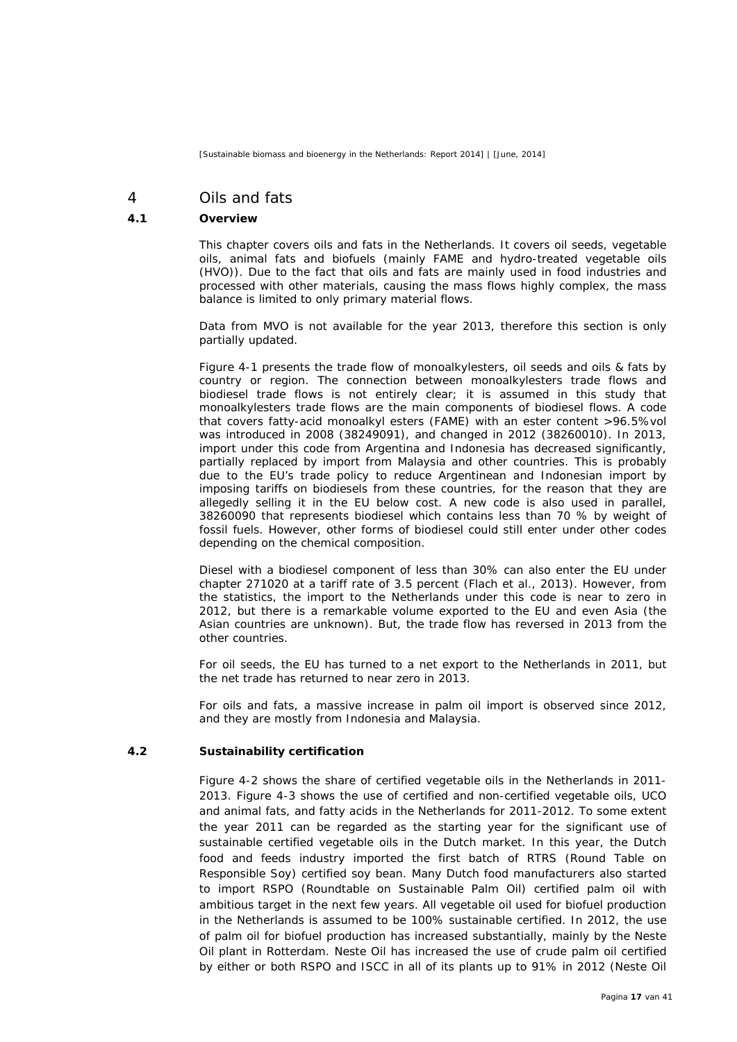# 4 Oils and fats

## 4.1 Overview

This chapter covers oils and fats in the Netherlands. It covers oil seeds, vegetable oils, animal fats and biofuels (mainly FAME and hydro-treated vegetable oils (HVO)). Due to the fact that oils and fats are mainly used in food industries and processed with other materials, causing the mass flows highly complex, the mass balance is limited to only primary material flows.

Data from MVO is not available for the year 2013, therefore this section is only partially updated.

Figure 4-1 presents the trade flow of monoalkylesters, oil seeds and oils & fats by country or region. The connection between monoalkylesters trade flows and biodiesel trade flows is not entirely clear; it is assumed in this study that monoalkylesters trade flows are the main components of biodiesel flows. A code that covers fatty-acid monoalkyl esters (FAME) with an ester content >96.5%vol was introduced in 2008 (38249091), and changed in 2012 (38260010). In 2013, import under this code from Argentina and Indonesia has decreased significantly, partially replaced by import from Malaysia and other countries. This is probably due to the EU's trade policy to reduce Argentinean and Indonesian import by imposing tariffs on biodiesels from these countries, for the reason that they are allegedly selling it in the EU below cost. A new code is also used in parallel, 38260090 that represents biodiesel which contains less than 70 % by weight of fossil fuels. However, other forms of biodiesel could still enter under other codes depending on the chemical composition.

Diesel with a biodiesel component of less than 30% can also enter the EU under chapter 271020 at a tariff rate of 3.5 percent (Flach et al., 2013). However, from the statistics, the import to the Netherlands under this code is near to zero in 2012, but there is a remarkable volume exported to the EU and even Asia (the Asian countries are unknown). But, the trade flow has reversed in 2013 from the other countries.

For oil seeds, the EU has turned to a net export to the Netherlands in 2011, but the net trade has returned to near zero in 2013.

For oils and fats, a massive increase in palm oil import is observed since 2012, and they are mostly from Indonesia and Malaysia.

## 4.2 Sustainability certification

Figure 4-2 shows the share of certified vegetable oils in the Netherlands in 2011-2013. Figure 4-3 shows the use of certified and non-certified vegetable oils, UCO and animal fats, and fatty acids in the Netherlands for 2011-2012. To some extent the year 2011 can be regarded as the starting year for the significant use of sustainable certified vegetable oils in the Dutch market. In this year, the Dutch food and feeds industry imported the first batch of RTRS (Round Table on Responsible Soy) certified soy bean. Many Dutch food manufacturers also started to import RSPO (Roundtable on Sustainable Palm Oil) certified palm oil with ambitious target in the next few years. All vegetable oil used for biofuel production in the Netherlands is assumed to be 100% sustainable certified. In 2012, the use of palm oil for biofuel production has increased substantially, mainly by the Neste Oil plant in Rotterdam. Neste Oil has increased the use of crude palm oil certified by either or both RSPO and ISCC in all of its plants up to 91% in 2012 (Neste Oil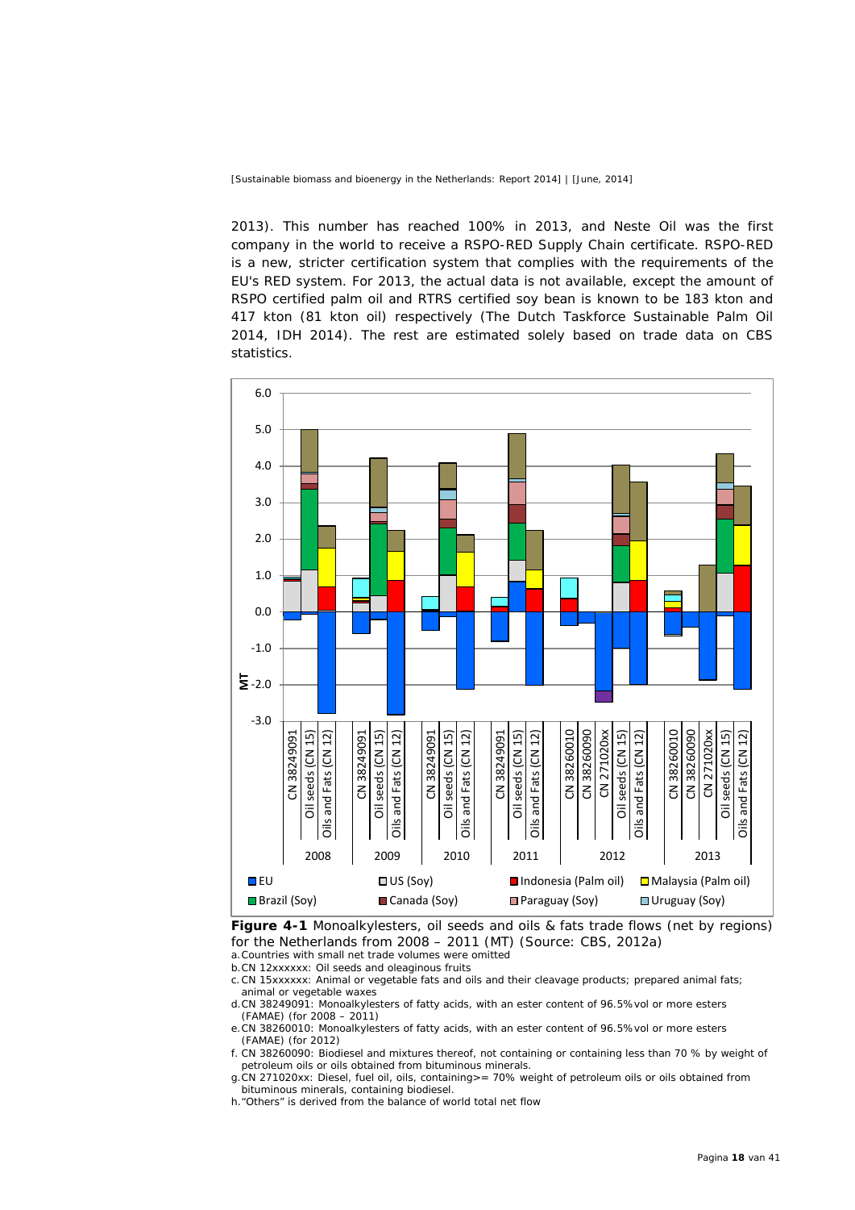2013). This number has reached 100% in 2013, and Neste Oil was the first company in the world to receive a RSPO-RED Supply Chain certificate. RSPO-RED is a new, stricter certification system that complies with the requirements of the EU's RED system. For 2013, the actual data is not available, except the amount of RSPO certified palm oil and RTRS certified soy bean is known to be 183 kton and 417 kton (81 kton oil) respectively (The Dutch Taskforce Sustainable Palm Oil 2014, IDH 2014). The rest are estimated solely based on trade data on CBS statistics.

**Figure 4-1** Monoalkylesters, oil seeds and oils & fats trade flows (net by regions) for the Netherlands from 2008 – 2011 (MT) (Source: CBS, 2012a)

a. Countries with small net trade volumes were omitted

b. CN 12xxxxxx: Oil seeds and oleaginous fruits

c. CN 15xxxxxx: Animal or vegetable fats and oils and their cleavage products; prepared animal fats; animal or vegetable waxes

d. CN 38249091: Monoalkylesters of fatty acids, with an ester content of 96.5%vol or more esters (FAME) (for 2008 – 2011)

e. CN 38260010: Monoalkylesters of fatty acids, with an ester content of 96.5%vol or more esters (FAME) (for 2012)

f. CN 38260090: Biodiesel and mixtures thereof, not containing or containing less than 70 % by weight of petroleum oils or oils obtained from bituminous minerals.

g. CN 271020xx: Diesel, fuel oil, oils, containing>= 70% weight of petroleum oils or oils obtained from bituminous minerals, containing biodiesel.

h. "Others" is derived from the balance of world total net flow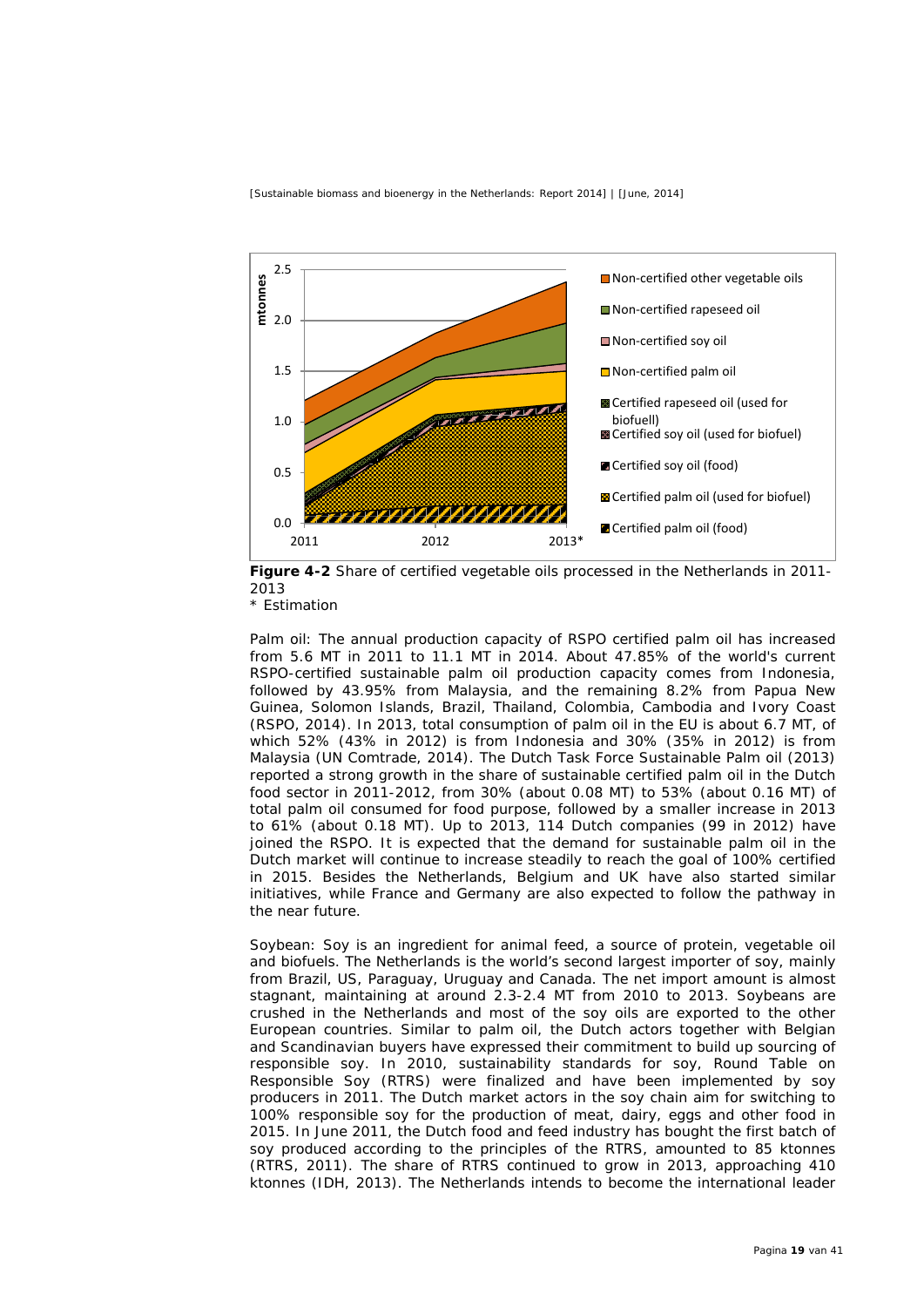**Figure 4-2** Share of certified vegetable oils processed in the Netherlands in 2011-2013
\* Estimation

Palm oil: The annual production capacity of RSPO certified palm oil has increased from 5.6 MT in 2011 to 11.1 MT in 2014. About 47.85% of the world's current RSPO-certified sustainable palm oil production capacity comes from Indonesia, followed by 43.95% from Malaysia, and the remaining 8.2% from Papua New Guinea, Solomon Islands, Brazil, Thailand, Colombia, Cambodia and Ivory Coast (RSPO, 2014). In 2013, total consumption of palm oil in the EU is about 6.7 MT, of which 52% (43% in 2012) is from Indonesia and 30% (35% in 2012) is from Malaysia (UN Comtrade, 2014). The Dutch Task Force Sustainable Palm oil (2013) reported a strong growth in the share of sustainable certified palm oil in the Dutch food sector in 2011-2012, from 30% (about 0.08 MT) to 53% (about 0.16 MT) of total palm oil consumed for food purpose, followed by a smaller increase in 2013 to 61% (about 0.18 MT). Up to 2013, 114 Dutch companies (99 in 2012) have joined the RSPO. It is expected that the demand for sustainable palm oil in the Dutch market will continue to increase steadily to reach the goal of 100% certified in 2015. Besides the Netherlands, Belgium and UK have also started similar initiatives, while France and Germany are also expected to follow the pathway in the near future.

Soybean: Soy is an ingredient for animal feed, a source of protein, vegetable oil and biofuels. The Netherlands is the world's second largest importer of soy, mainly from Brazil, US, Paraguay, Uruguay and Canada. The net import amount is almost stagnant, maintaining at around 2.3-2.4 MT from 2010 to 2013. Soybeans are crushed in the Netherlands and most of the soy oils are exported to the other European countries. Similar to palm oil, the Dutch actors together with Belgian and Scandinavian buyers have expressed their commitment to build up sourcing of responsible soy. In 2010, sustainability standards for soy, Round Table on Responsible Soy (RTRS) were finalized and have been implemented by soy producers in 2011. The Dutch market actors in the soy chain aim for switching to 100% responsible soy for the production of meat, dairy, eggs and other food in 2015. In June 2011, the Dutch food and feed industry has bought the first batch of soy produced according to the principles of the RTRS, amounted to 85 ktonnes (RTRS, 2011). The share of RTRS continued to grow in 2013, approaching 410 ktonnes (IDH, 2013). The Netherlands intends to become the international leader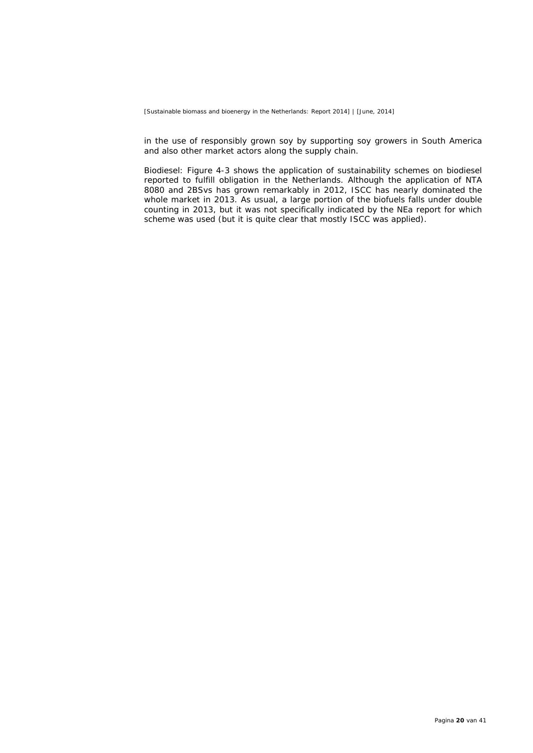in the use of responsibly grown soy by supporting soy growers in South America and also other market actors along the supply chain.

Biodiesel: Figure 4-3 shows the application of sustainability schemes on biodiesel reported to fulfill obligation in the Netherlands. Although the application of NTA 8080 and 2BSvs has grown remarkably in 2012, ISCC has nearly dominated the whole market in 2013. As usual, a large portion of the biofuels falls under double counting in 2013, but it was not specifically indicated by the NEa report for which scheme was used (but it is quite clear that mostly ISCC was applied).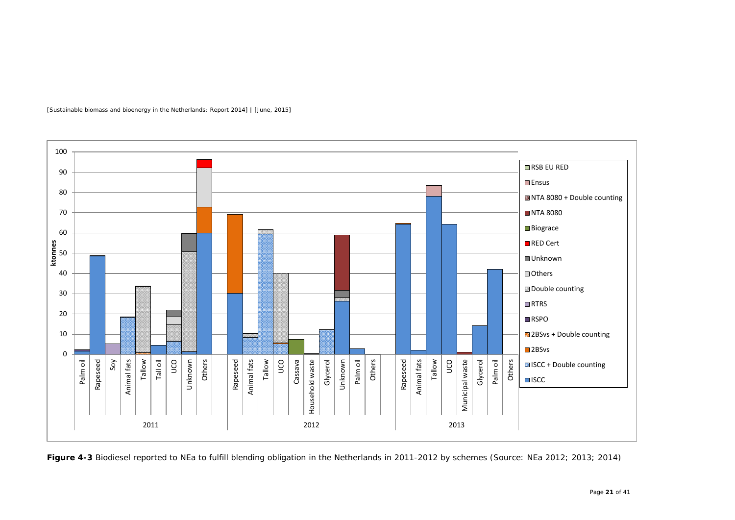**Figure 4-3** Biodiesel reported to NEa to fulfill blending obligation in the Netherlands in 2011-2012 by schemes (Source: NEa 2012; 2013; 2014)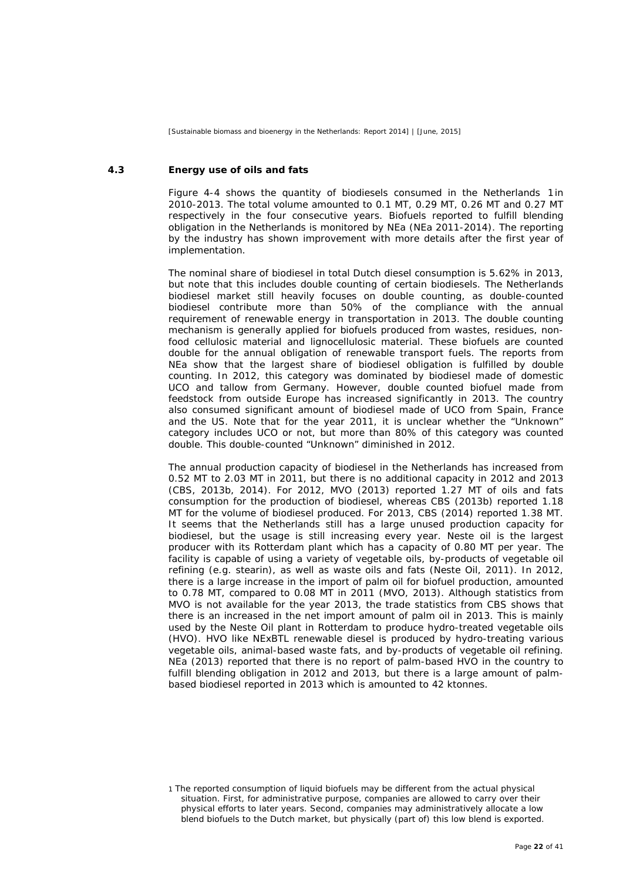## 4.3 Energy use of oils and fats

Figure 4-4 shows the quantity of biodiesels consumed in the Netherlands [1] in 2010-2013. The total volume amounted to 0.1 MT, 0.29 MT, 0.26 MT and 0.27 MT respectively in the four consecutive years. Biofuels reported to fulfill blending obligation in the Netherlands is monitored by NEa (NEa 2011-2014). The reporting by the industry has shown improvement with more details after the first year of implementation.

The nominal share of biodiesel in total Dutch diesel consumption is 5.62% in 2013, but note that this includes double counting of certain biodiesels. The Netherlands biodiesel market still heavily focuses on double counting, as double-counted biodiesel contribute more than 50% of the compliance with the annual requirement of renewable energy in transportation in 2013. The double counting mechanism is generally applied for biofuels produced from wastes, residues, non-food cellulosic material and lignocellulosic material. These biofuels are counted double for the annual obligation of renewable transport fuels. The reports from NEa show that the largest share of biodiesel obligation is fulfilled by double counting. In 2012, this category was dominated by biodiesel made of domestic UCO and tallow from Germany. However, double counted biofuel made from feedstock from outside Europe has increased significantly in 2013. The country also consumed significant amount of biodiesel made of UCO from Spain, France and the US. Note that for the year 2011, it is unclear whether the "Unknown" category includes UCO or not, but more than 80% of this category was counted double. This double-counted "Unknown" diminished in 2012.

The annual production capacity of biodiesel in the Netherlands has increased from 0.52 MT to 2.03 MT in 2011, but there is no additional capacity in 2012 and 2013 (CBS, 2013b, 2014). For 2012, MVO (2013) reported 1.27 MT of oils and fats consumption for the production of biodiesel, whereas CBS (2013b) reported 1.18 MT for the volume of biodiesel produced. For 2013, CBS (2014) reported 1.38 MT. It seems that the Netherlands still has a large unused production capacity for biodiesel, but the usage is still increasing every year. Neste oil is the largest producer with its Rotterdam plant which has a capacity of 0.80 MT per year. The facility is capable of using a variety of vegetable oils, by-products of vegetable oil refining (e.g. stearin), as well as waste oils and fats (Neste Oil, 2011). In 2012, there is a large increase in the import of palm oil for biofuel production, amounted to 0.78 MT, compared to 0.08 MT in 2011 (MVO, 2013). Although statistics from MVO is not available for the year 2013, the trade statistics from CBS shows that there is an increased in the net import amount of palm oil in 2013. This is mainly used by the Neste Oil plant in Rotterdam to produce hydro-treated vegetable oils (HVO). HVO like NExBTL renewable diesel is produced by hydro-treating various vegetable oils, animal-based waste fats, and by-products of vegetable oil refining. NEa (2013) reported that there is no report of palm-based HVO in the country to fulfill blending obligation in 2012 and 2013, but there is a large amount of palm-based biodiesel reported in 2013 which is amounted to 42 ktonnes.

---

[1] The reported consumption of liquid biofuels may be different from the actual physical situation. First, for administrative purpose, companies are allowed to carry over their physical efforts to later years. Second, companies may administratively allocate a low blend biofuels to the Dutch market, but physically (part of) this low blend is exported.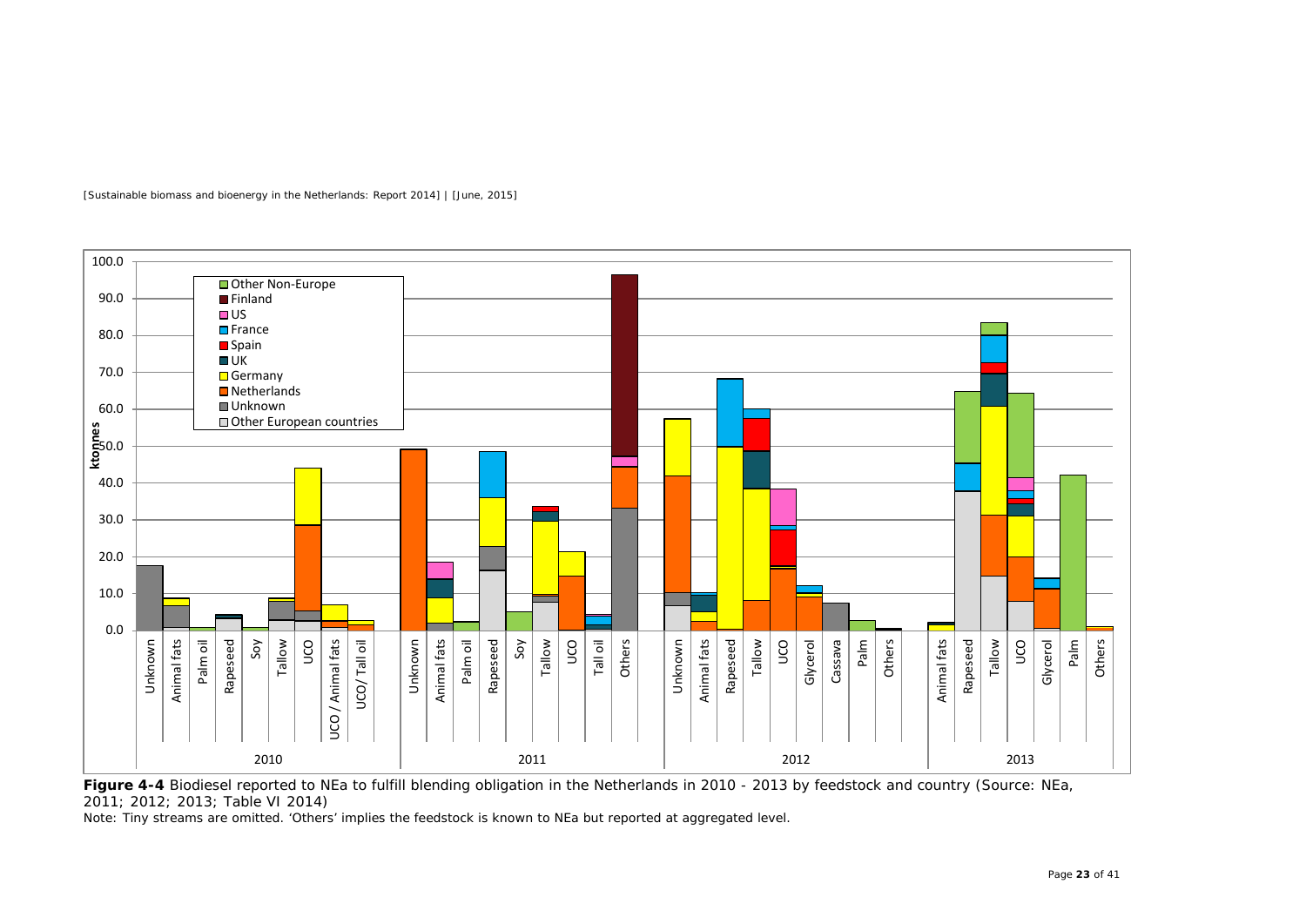**Figure 4-4** Biodiesel reported to NEa to fulfill blending obligation in the Netherlands in 2010 - 2013 by feedstock and country (Source: NEa, 2011; 2012; 2013; Table VI 2014)

Note: Tiny streams are omitted. 'Others' implies the feedstock is known to NEa but reported at aggregated level.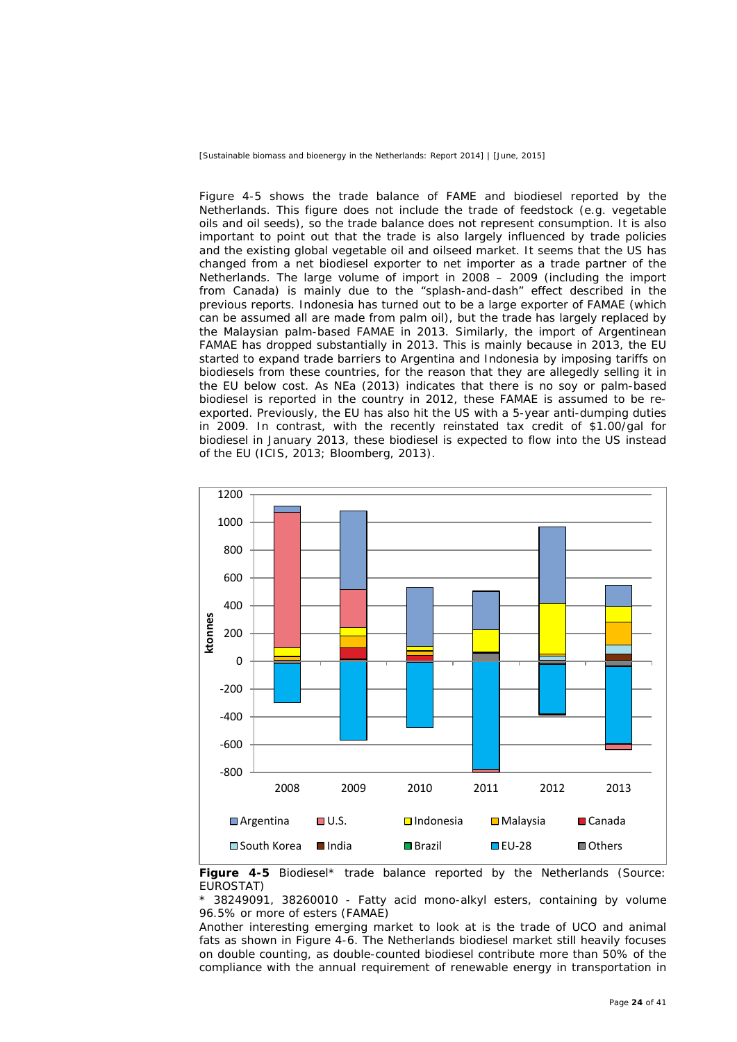Figure 4-5 shows the trade balance of FAME and biodiesel reported by the Netherlands. This figure does not include the trade of feedstock (e.g. vegetable oils and oil seeds), so the trade balance does not represent consumption. It is also important to point out that the trade is also largely influenced by trade policies and the existing global vegetable oil and oilseed market. It seems that the US has changed from a net biodiesel exporter to net importer as a trade partner of the Netherlands. The large volume of import in 2008 – 2009 (including the import from Canada) is mainly due to the "splash-and-dash" effect described in the previous reports. Indonesia has turned out to be a large exporter of FAMAE (which can be assumed all are made from palm oil), but the trade has largely replaced by the Malaysian palm-based FAMAE in 2013. Similarly, the import of Argentinean FAMAE has dropped substantially in 2013. This is mainly because in 2013, the EU started to expand trade barriers to Argentina and Indonesia by imposing tariffs on biodiesels from these countries, for the reason that they are allegedly selling it in the EU below cost. As NEa (2013) indicates that there is no soy or palm-based biodiesel is reported in the country in 2012, these FAMAE is assumed to be re-exported. Previously, the EU has also hit the US with a 5-year anti-dumping duties in 2009. In contrast, with the recently reinstated tax credit of $1.00/gal for biodiesel in January 2013, these biodiesel is expected to flow into the US instead of the EU (ICIS, 2013; Bloomberg, 2013).

**Figure 4-5** Biodiesel* trade balance reported by the Netherlands (Source: EUROSTAT)

\* 38249091, 38260010 - Fatty acid mono-alkyl esters, containing by volume 96.5% or more of esters (FAMAE)

Another interesting emerging market to look at is the trade of UCO and animal fats as shown in Figure 4-6. The Netherlands biodiesel market still heavily focuses on double counting, as double-counted biodiesel contribute more than 50% of the compliance with the annual requirement of renewable energy in transportation in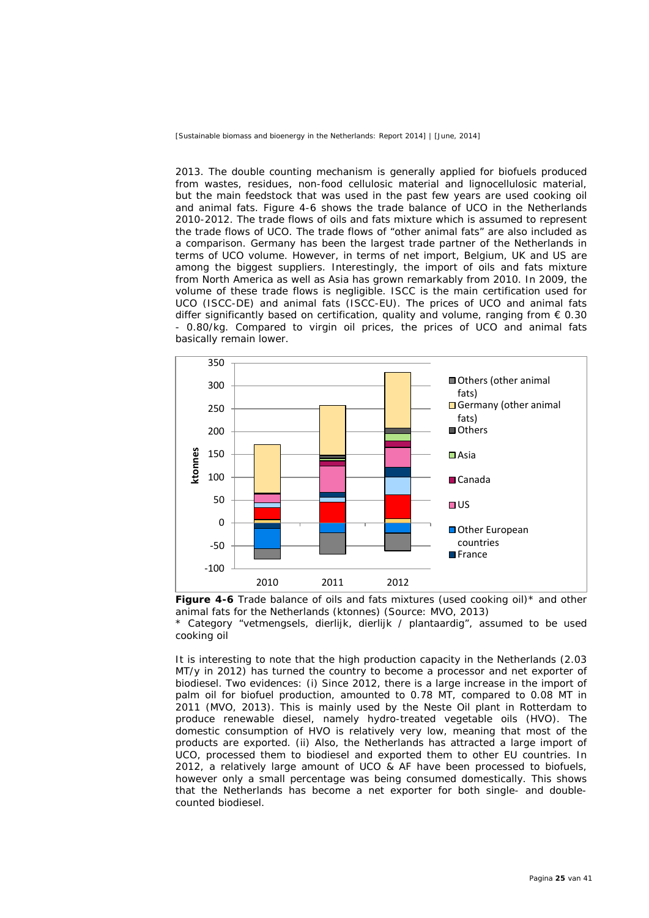2013. The double counting mechanism is generally applied for biofuels produced from wastes, residues, non-food cellulosic material and lignocellulosic material, but the main feedstock that was used in the past few years are used cooking oil and animal fats. Figure 4-6 shows the trade balance of UCO in the Netherlands 2010-2012. The trade flows of oils and fats mixture which is assumed to represent the trade flows of UCO. The trade flows of "other animal fats" are also included as a comparison. Germany has been the largest trade partner of the Netherlands in terms of UCO volume. However, in terms of net import, Belgium, UK and US are among the biggest suppliers. Interestingly, the import of oils and fats mixture from North America as well as Asia has grown remarkably from 2010. In 2009, the volume of these trade flows is negligible. ISCC is the main certification used for UCO (ISCC-DE) and animal fats (ISCC-EU). The prices of UCO and animal fats differ significantly based on certification, quality and volume, ranging from € 0.30 - 0.80/kg. Compared to virgin oil prices, the prices of UCO and animal fats basically remain lower.

**Figure 4-6** Trade balance of oils and fats mixtures (used cooking oil)* and other animal fats for the Netherlands (ktonnes) (Source: MVO, 2013)

\* Category "vetmengsels, dierlijk, dierlijk / plantaardig", assumed to be used cooking oil

It is interesting to note that the high production capacity in the Netherlands (2.03 MT/y in 2012) has turned the country to become a processor and net exporter of biodiesel. Two evidences: (i) Since 2012, there is a large increase in the import of palm oil for biofuel production, amounted to 0.78 MT, compared to 0.08 MT in 2011 (MVO, 2013). This is mainly used by the Neste Oil plant in Rotterdam to produce renewable diesel, namely hydro-treated vegetable oils (HVO). The domestic consumption of HVO is relatively very low, meaning that most of the products are exported. (ii) Also, the Netherlands has attracted a large import of UCO, processed them to biodiesel and exported them to other EU countries. In 2012, a relatively large amount of UCO & AF have been processed to biofuels, however only a small percentage was being consumed domestically. This shows that the Netherlands has become a net exporter for both single- and double-counted biodiesel.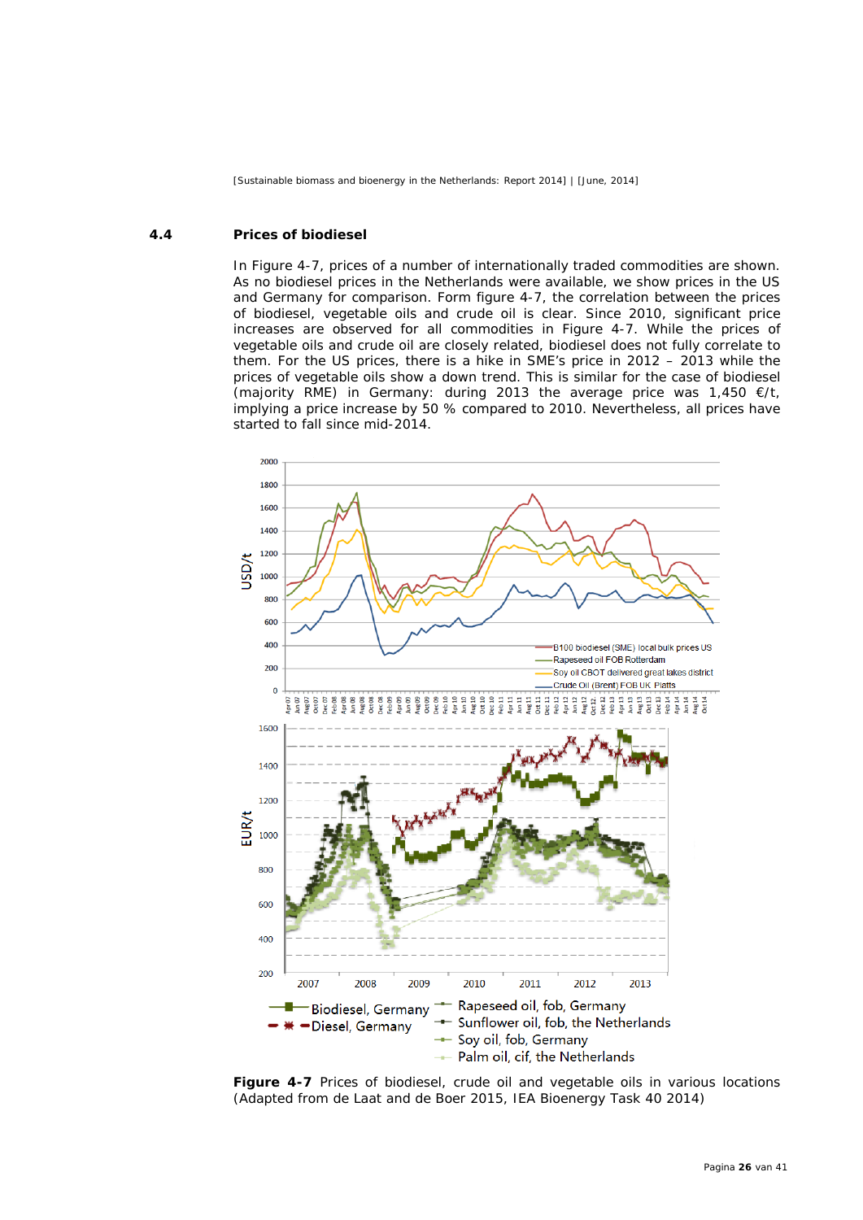## 4.4 Prices of biodiesel

In Figure 4-7, prices of a number of internationally traded commodities are shown. As no biodiesel prices in the Netherlands were available, we show prices in the US and Germany for comparison. Form figure 4-7, the correlation between the prices of biodiesel, vegetable oils and crude oil is clear. Since 2010, significant price increases are observed for all commodities in Figure 4-7. While the prices of vegetable oils and crude oil are closely related, biodiesel does not fully correlate to them. For the US prices, there is a hike in SME's price in 2012 – 2013 while the prices of vegetable oils show a down trend. This is similar for the case of biodiesel (majority RME) in Germany: during 2013 the average price was 1,450 €/t, implying a price increase by 50 % compared to 2010. Nevertheless, all prices have started to fall since mid-2014.

**Figure 4-7** Prices of biodiesel, crude oil and vegetable oils in various locations (Adapted from de Laat and de Boer 2015, IEA Bioenergy Task 40 2014)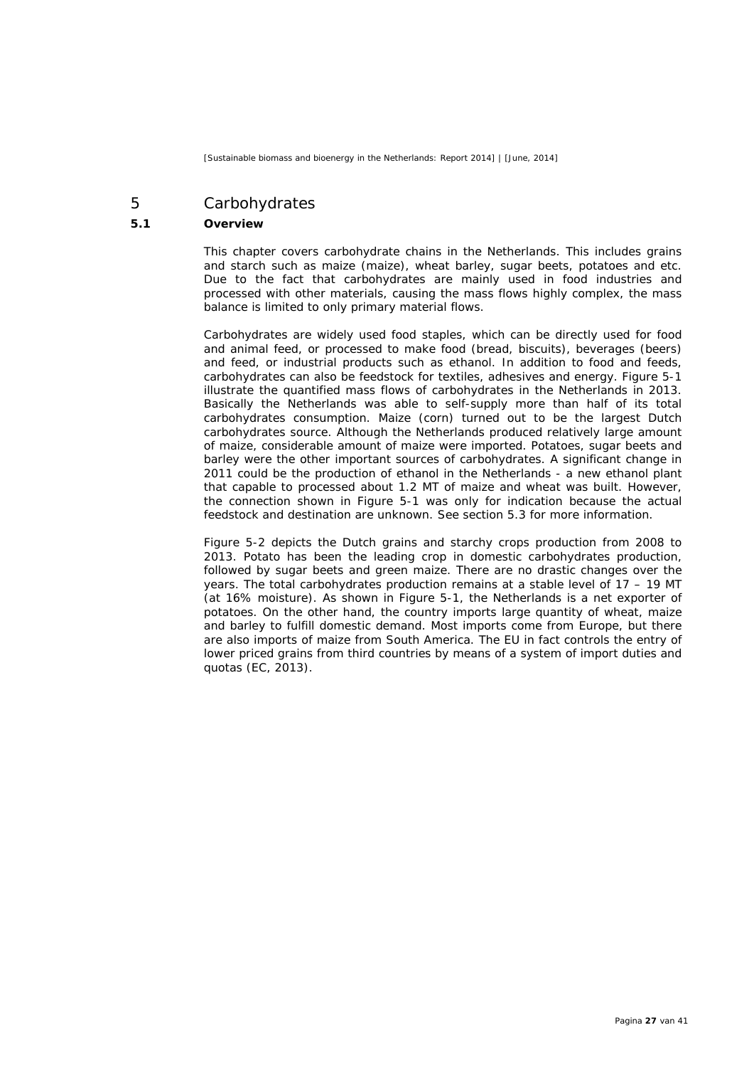# 5 Carbohydrates

## 5.1 Overview

This chapter covers carbohydrate chains in the Netherlands. This includes grains and starch such as maize (maize), wheat barley, sugar beets, potatoes and etc. Due to the fact that carbohydrates are mainly used in food industries and processed with other materials, causing the mass flows highly complex, the mass balance is limited to only primary material flows.

Carbohydrates are widely used food staples, which can be directly used for food and animal feed, or processed to make food (bread, biscuits), beverages (beers) and feed, or industrial products such as ethanol. In addition to food and feeds, carbohydrates can also be feedstock for textiles, adhesives and energy. Figure 5-1 illustrate the quantified mass flows of carbohydrates in the Netherlands in 2013. Basically the Netherlands was able to self-supply more than half of its total carbohydrates consumption. Maize (corn) turned out to be the largest Dutch carbohydrates source. Although the Netherlands produced relatively large amount of maize, considerable amount of maize were imported. Potatoes, sugar beets and barley were the other important sources of carbohydrates. A significant change in 2011 could be the production of ethanol in the Netherlands - a new ethanol plant that capable to processed about 1.2 MT of maize and wheat was built. However, the connection shown in Figure 5-1 was only for indication because the actual feedstock and destination are unknown. See section 5.3 for more information.

Figure 5-2 depicts the Dutch grains and starchy crops production from 2008 to 2013. Potato has been the leading crop in domestic carbohydrates production, followed by sugar beets and green maize. There are no drastic changes over the years. The total carbohydrates production remains at a stable level of 17 – 19 MT (at 16% moisture). As shown in Figure 5-1, the Netherlands is a net exporter of potatoes. On the other hand, the country imports large quantity of wheat, maize and barley to fulfill domestic demand. Most imports come from Europe, but there are also imports of maize from South America. The EU in fact controls the entry of lower priced grains from third countries by means of a system of import duties and quotas (EC, 2013).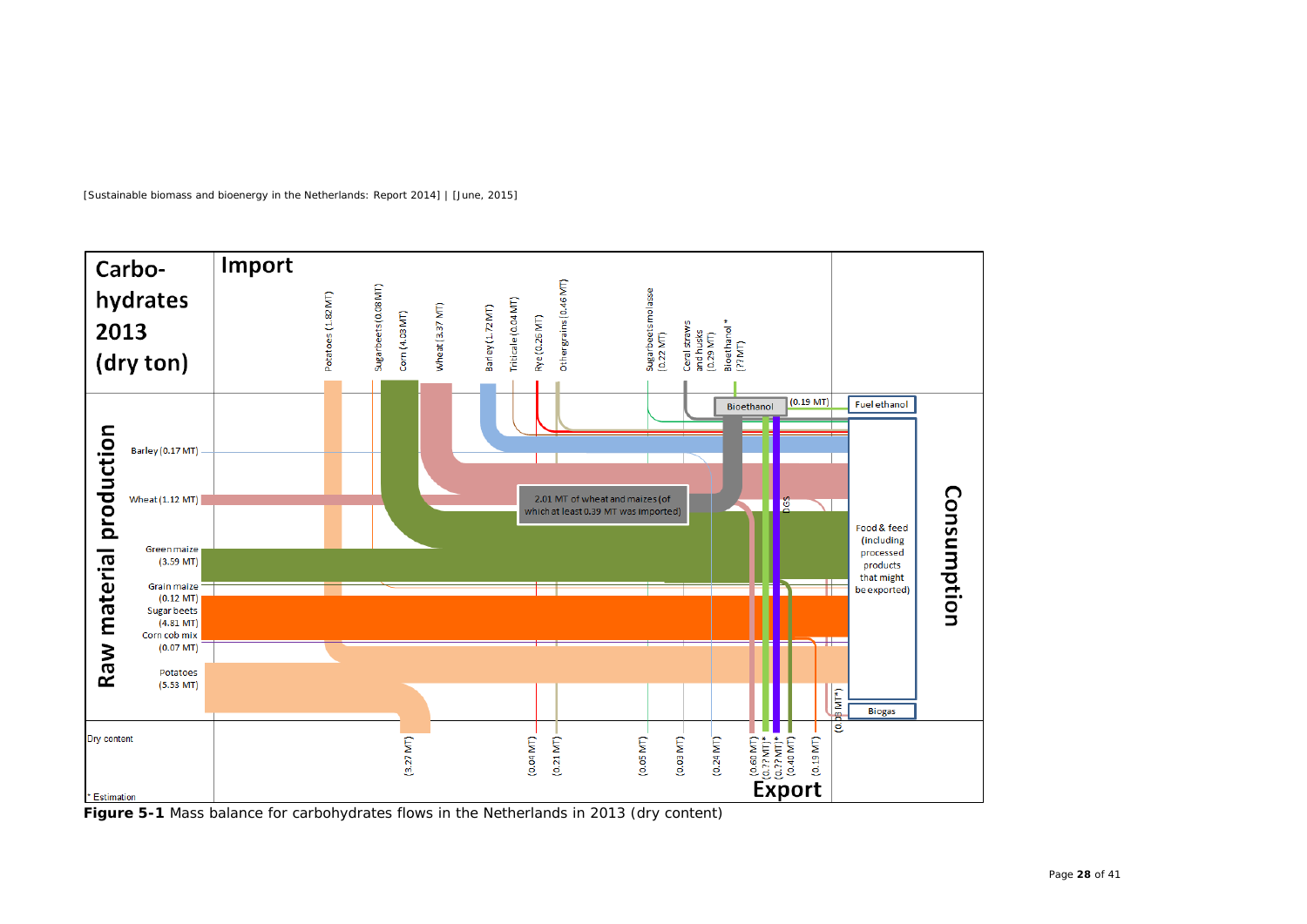**Carbo-hydrates 2013 (dry ton)**

**Import**

Potatoes (1.82 MT), Sugarbeets (0.08 MT), Corn (4.03 MT), Wheat (3.37 MT), Barley (1.72 MT), Triticale (0.04 MT), Rye (0.26 MT), Other grains (0.46 MT), Sugarbeets molasse (0.22 MT), Ceral straws and husks (0.29 MT), Bioethanol * (?? MT)

**Raw material production**

Barley (0.17 MT)

Wheat (1.12 MT)

Green maize (3.59 MT)

Grain maize (0.12 MT)

Sugar beets (4.81 MT)

Corn cob mix (0.07 MT)

Potatoes (5.53 MT)

Bioethanol

(0.19 MT)

Fuel ethanol

2.01 MT of wheat and maizes (of which at least 0.39 MT was imported)

DGS

Food & feed (including processed products that might be exported)

Biogas

(0.08 MT*)

**Consumption**

Dry content

(3.27 MT) (0.04 MT) (0.21 MT) (0.05 MT) (0.03 MT) (0.24 MT) (0.60 MT) (0.?? MT)* (0.?? MT)* (0.40 MT) (0.19 MT)

**Export**

* Estimation

**Figure 5-1** Mass balance for carbohydrates flows in the Netherlands in 2013 (dry content)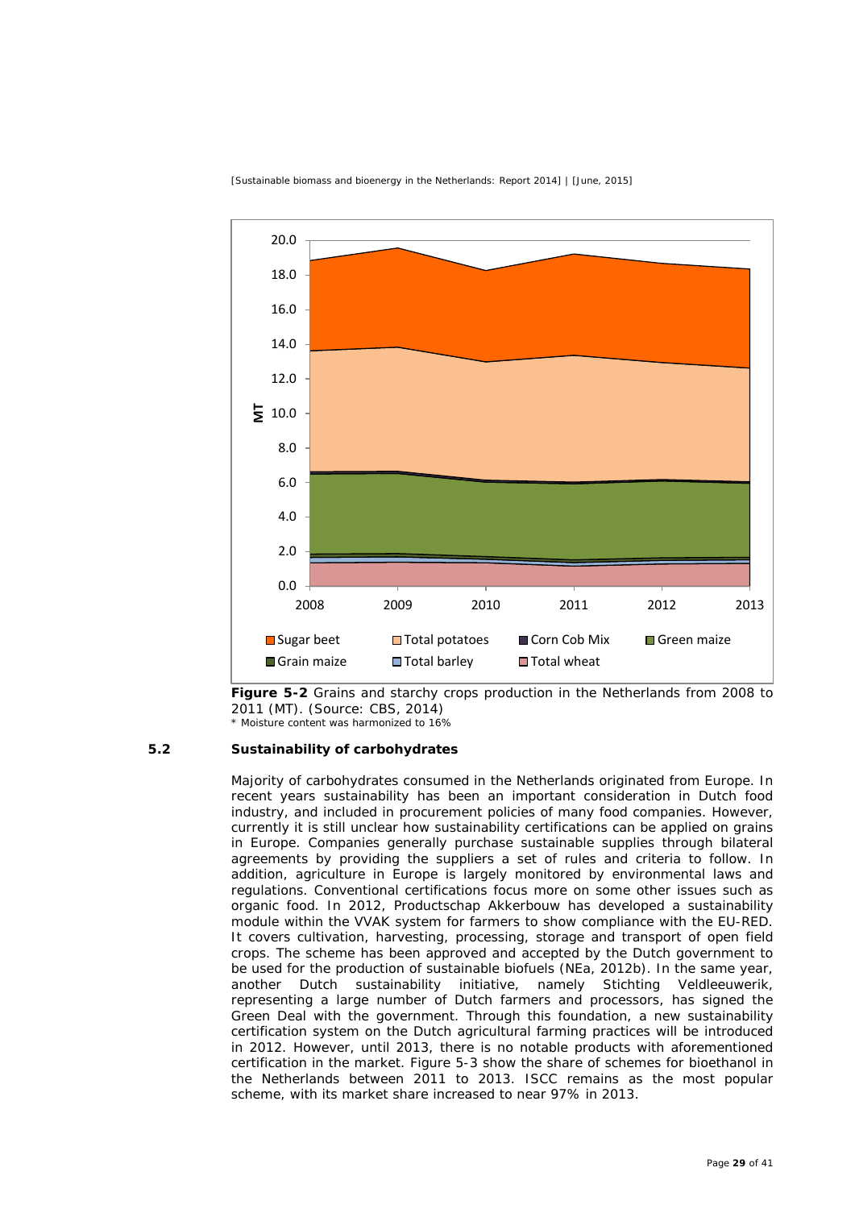**Figure 5-2** Grains and starchy crops production in the Netherlands from 2008 to 2011 (MT). (Source: CBS, 2014)
\* Moisture content was harmonized to 16%

### 5.2 Sustainability of carbohydrates

Majority of carbohydrates consumed in the Netherlands originated from Europe. In recent years sustainability has been an important consideration in Dutch food industry, and included in procurement policies of many food companies. However, currently it is still unclear how sustainability certifications can be applied on grains in Europe. Companies generally purchase sustainable supplies through bilateral agreements by providing the suppliers a set of rules and criteria to follow. In addition, agriculture in Europe is largely monitored by environmental laws and regulations. Conventional certifications focus more on some other issues such as organic food. In 2012, Productschap Akkerbouw has developed a sustainability module within the VVAK system for farmers to show compliance with the EU-RED. It covers cultivation, harvesting, processing, storage and transport of open field crops. The scheme has been approved and accepted by the Dutch government to be used for the production of sustainable biofuels (NEa, 2012b). In the same year, another Dutch sustainability initiative, namely Stichting Veldleeuwerik, representing a large number of Dutch farmers and processors, has signed the Green Deal with the government. Through this foundation, a new sustainability certification system on the Dutch agricultural farming practices will be introduced in 2012. However, until 2013, there is no notable products with aforementioned certification in the market. Figure 5-3 show the share of schemes for bioethanol in the Netherlands between 2011 to 2013. ISCC remains as the most popular scheme, with its market share increased to near 97% in 2013.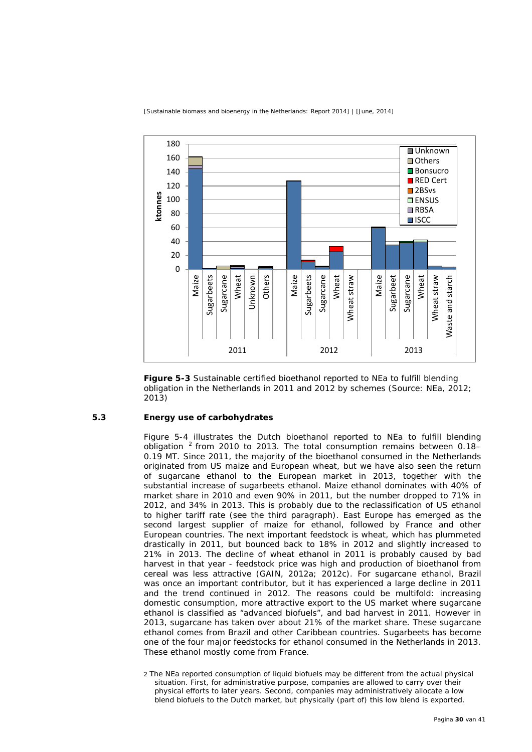**Figure 5-3** Sustainable certified bioethanol reported to NEa to fulfill blending obligation in the Netherlands in 2011 and 2012 by schemes (Source: NEa, 2012; 2013)

## 5.3 Energy use of carbohydrates

Figure 5-4 illustrates the Dutch bioethanol reported to NEa to fulfill blending obligation [2] from 2010 to 2013. The total consumption remains between 0.18–0.19 MT. Since 2011, the majority of the bioethanol consumed in the Netherlands originated from US maize and European wheat, but we have also seen the return of sugarcane ethanol to the European market in 2013, together with the substantial increase of sugarbeets ethanol. Maize ethanol dominates with 40% of market share in 2010 and even 90% in 2011, but the number dropped to 71% in 2012, and 34% in 2013. This is probably due to the reclassification of US ethanol to higher tariff rate (see the third paragraph). East Europe has emerged as the second largest supplier of maize for ethanol, followed by France and other European countries. The next important feedstock is wheat, which has plummeted drastically in 2011, but bounced back to 18% in 2012 and slightly increased to 21% in 2013. The decline of wheat ethanol in 2011 is probably caused by bad harvest in that year - feedstock price was high and production of bioethanol from cereal was less attractive (GAIN, 2012a; 2012c). For sugarcane ethanol, Brazil was once an important contributor, but it has experienced a large decline in 2011 and the trend continued in 2012. The reasons could be multifold: increasing domestic consumption, more attractive export to the US market where sugarcane ethanol is classified as "advanced biofuels", and bad harvest in 2011. However in 2013, sugarcane has taken over about 21% of the market share. These sugarcane ethanol comes from Brazil and other Caribbean countries. Sugarbeets has become one of the four major feedstocks for ethanol consumed in the Netherlands in 2013. These ethanol mostly come from France.

2 The NEa reported consumption of liquid biofuels may be different from the actual physical situation. First, for administrative purpose, companies are allowed to carry over their physical efforts to later years. Second, companies may administratively allocate a low blend biofuels to the Dutch market, but physically (part of) this low blend is exported.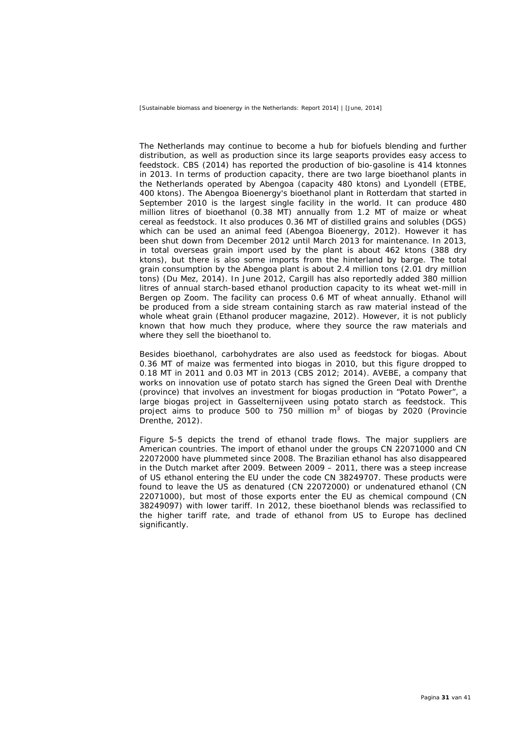The Netherlands may continue to become a hub for biofuels blending and further distribution, as well as production since its large seaports provides easy access to feedstock. CBS (2014) has reported the production of bio-gasoline is 414 ktonnes in 2013. In terms of production capacity, there are two large bioethanol plants in the Netherlands operated by Abengoa (capacity 480 ktons) and Lyondell (ETBE, 400 ktons). The Abengoa Bioenergy's bioethanol plant in Rotterdam that started in September 2010 is the largest single facility in the world. It can produce 480 million litres of bioethanol (0.38 MT) annually from 1.2 MT of maize or wheat cereal as feedstock. It also produces 0.36 MT of distilled grains and solubles (DGS) which can be used an animal feed (Abengoa Bioenergy, 2012). However it has been shut down from December 2012 until March 2013 for maintenance. In 2013, in total overseas grain import used by the plant is about 462 ktons (388 dry ktons), but there is also some imports from the hinterland by barge. The total grain consumption by the Abengoa plant is about 2.4 million tons (2.01 dry million tons) (Du Mez, 2014). In June 2012, Cargill has also reportedly added 380 million litres of annual starch-based ethanol production capacity to its wheat wet-mill in Bergen op Zoom. The facility can process 0.6 MT of wheat annually. Ethanol will be produced from a side stream containing starch as raw material instead of the whole wheat grain (Ethanol producer magazine, 2012). However, it is not publicly known that how much they produce, where they source the raw materials and where they sell the bioethanol to.

Besides bioethanol, carbohydrates are also used as feedstock for biogas. About 0.36 MT of maize was fermented into biogas in 2010, but this figure dropped to 0.18 MT in 2011 and 0.03 MT in 2013 (CBS 2012; 2014). AVEBE, a company that works on innovation use of potato starch has signed the Green Deal with Drenthe (province) that involves an investment for biogas production in "Potato Power", a large biogas project in Gasselternijveen using potato starch as feedstock. This project aims to produce 500 to 750 million $m^3$ of biogas by 2020 (Provincie Drenthe, 2012).

Figure 5-5 depicts the trend of ethanol trade flows. The major suppliers are American countries. The import of ethanol under the groups CN 22071000 and CN 22072000 have plummeted since 2008. The Brazilian ethanol has also disappeared in the Dutch market after 2009. Between 2009 – 2011, there was a steep increase of US ethanol entering the EU under the code CN 38249707. These products were found to leave the US as denatured (CN 22072000) or undenatured ethanol (CN 22071000), but most of those exports enter the EU as chemical compound (CN 38249097) with lower tariff. In 2012, these bioethanol blends was reclassified to the higher tariff rate, and trade of ethanol from US to Europe has declined significantly.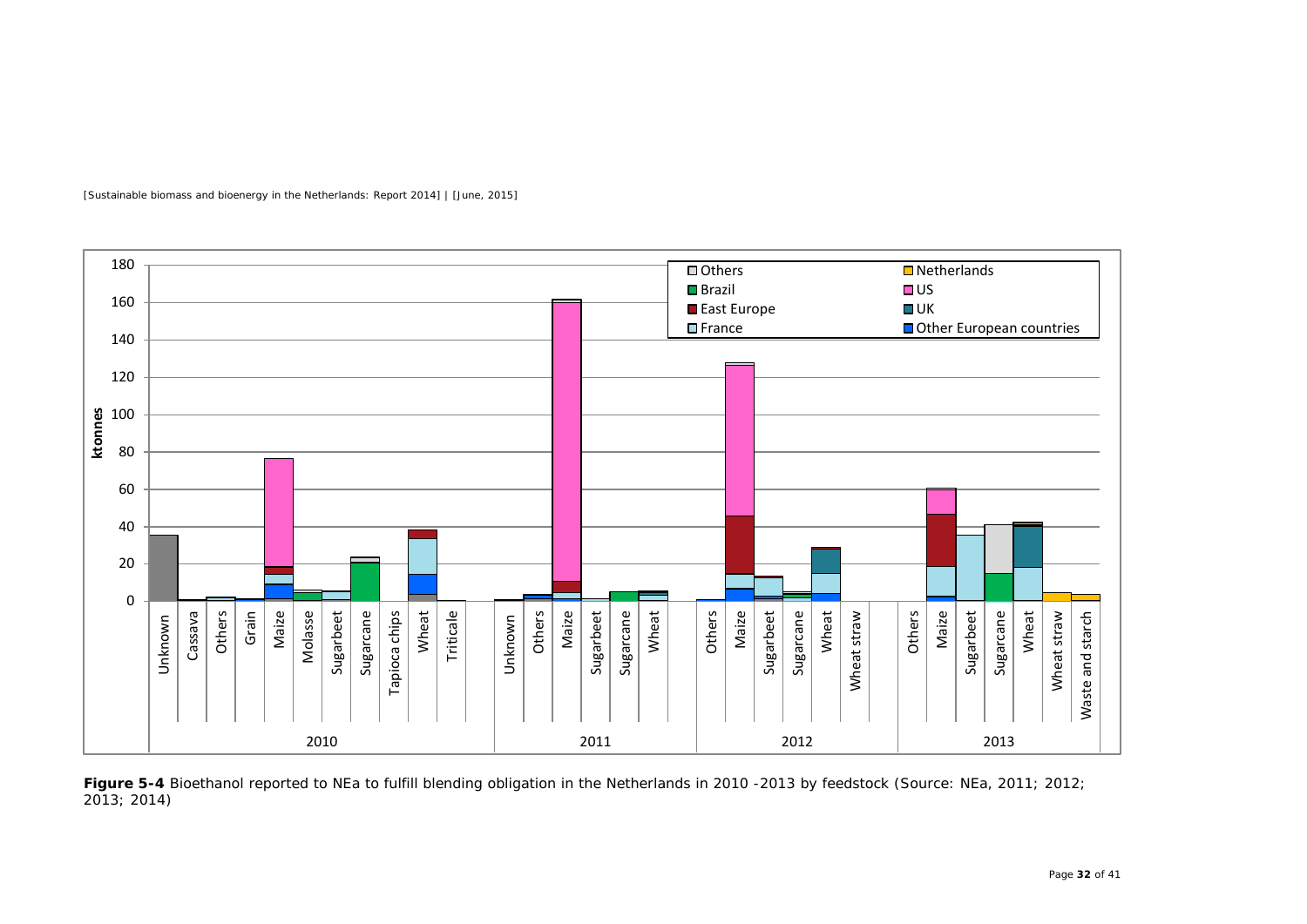**Figure 5-4** Bioethanol reported to NEa to fulfill blending obligation in the Netherlands in 2010 -2013 by feedstock (Source: NEa, 2011; 2012; 2013; 2014)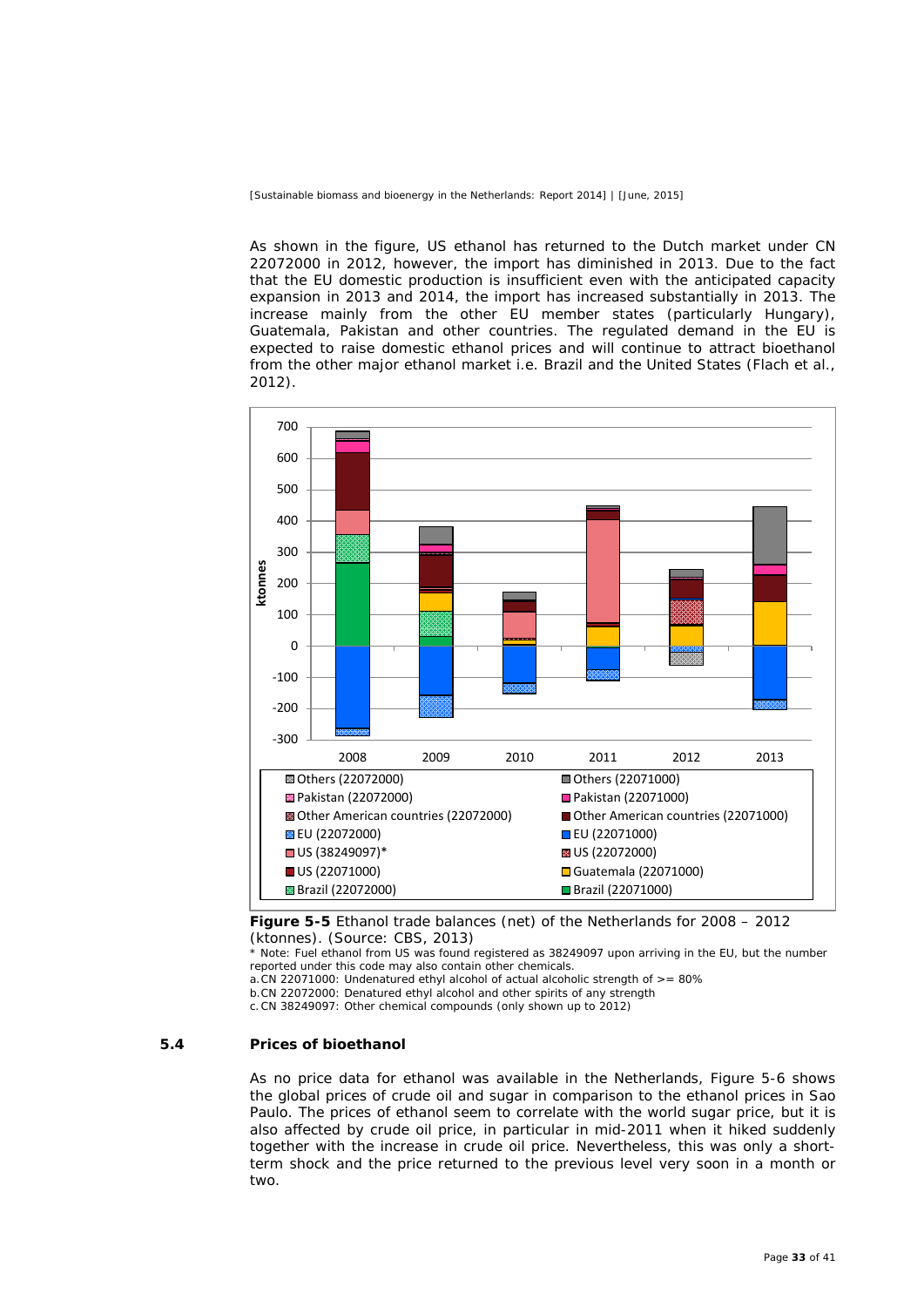As shown in the figure, US ethanol has returned to the Dutch market under CN 22072000 in 2012, however, the import has diminished in 2013. Due to the fact that the EU domestic production is insufficient even with the anticipated capacity expansion in 2013 and 2014, the import has increased substantially in 2013. The increase mainly from the other EU member states (particularly Hungary), Guatemala, Pakistan and other countries. The regulated demand in the EU is expected to raise domestic ethanol prices and will continue to attract bioethanol from the other major ethanol market i.e. Brazil and the United States (Flach et al., 2012).

**Figure 5-5** Ethanol trade balances (net) of the Netherlands for 2008 – 2012 (ktonnes). (Source: CBS, 2013)

\* Note: Fuel ethanol from US was found registered as 38249097 upon arriving in the EU, but the number reported under this code may also contain other chemicals.

a. CN 22071000: Undenatured ethyl alcohol of actual alcoholic strength of >= 80%

b. CN 22072000: Denatured ethyl alcohol and other spirits of any strength

c. CN 38249097: Other chemical compounds (only shown up to 2012)

## 5.4 Prices of bioethanol

As no price data for ethanol was available in the Netherlands, Figure 5-6 shows the global prices of crude oil and sugar in comparison to the ethanol prices in Sao Paulo. The prices of ethanol seem to correlate with the world sugar price, but it is also affected by crude oil price, in particular in mid-2011 when it hiked suddenly together with the increase in crude oil price. Nevertheless, this was only a short-term shock and the price returned to the previous level very soon in a month or two.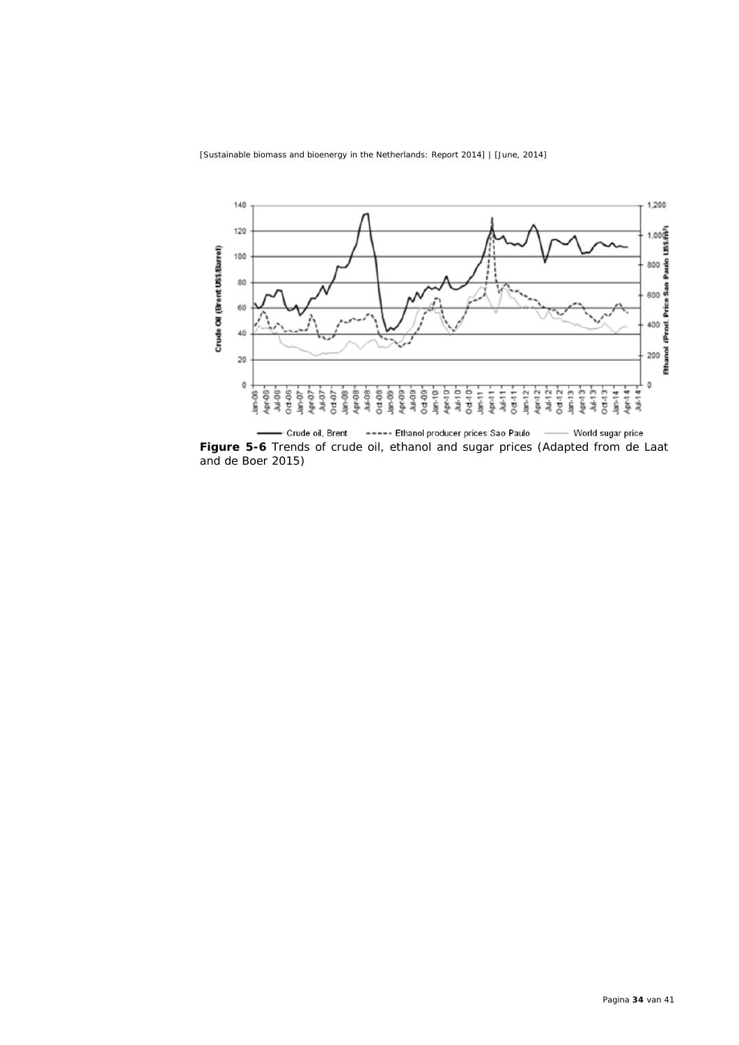**Figure 5-6** Trends of crude oil, ethanol and sugar prices (Adapted from de Laat and de Boer 2015)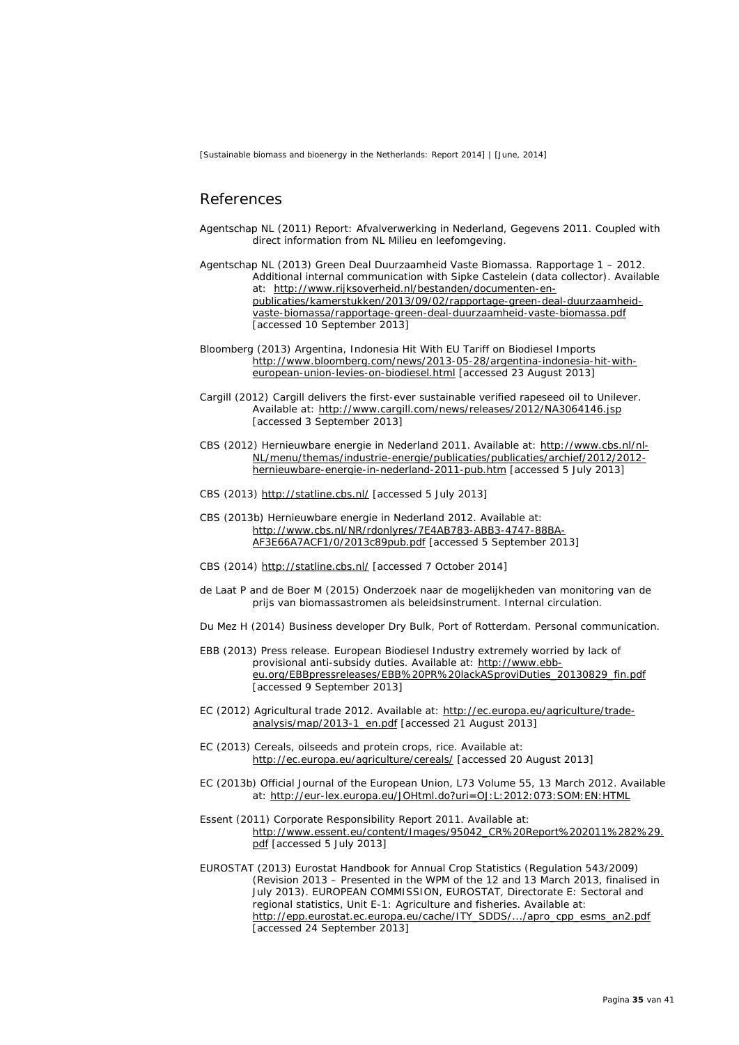## References

Agentschap NL (2011) Report: Afvalverwerking in Nederland, Gegevens 2011. Coupled with direct information from NL Milieu en leefomgeving.

Agentschap NL (2013) Green Deal Duurzaamheid Vaste Biomassa. Rapportage 1 – 2012. Additional internal communication with Sipke Castelein (data collector). Available at: http://www.rijksoverheid.nl/bestanden/documenten-en-publicaties/kamerstukken/2013/09/02/rapportage-green-deal-duurzaamheid-vaste-biomassa/rapportage-green-deal-duurzaamheid-vaste-biomassa.pdf [accessed 10 September 2013]

Bloomberg (2013) Argentina, Indonesia Hit With EU Tariff on Biodiesel Imports http://www.bloomberg.com/news/2013-05-28/argentina-indonesia-hit-with-european-union-levies-on-biodiesel.html [accessed 23 August 2013]

Cargill (2012) Cargill delivers the first-ever sustainable verified rapeseed oil to Unilever. Available at: http://www.cargill.com/news/releases/2012/NA3064146.jsp [accessed 3 September 2013]

CBS (2012) Hernieuwbare energie in Nederland 2011. Available at: http://www.cbs.nl/nl-NL/menu/themas/industrie-energie/publicaties/publicaties/archief/2012/2012-hernieuwbare-energie-in-nederland-2011-pub.htm [accessed 5 July 2013]

CBS (2013) http://statline.cbs.nl/ [accessed 5 July 2013]

CBS (2013b) Hernieuwbare energie in Nederland 2012. Available at: http://www.cbs.nl/NR/rdonlyres/7E4AB783-ABB3-4747-88BA-AF3E66A7ACF1/0/2013c89pub.pdf [accessed 5 September 2013]

CBS (2014) http://statline.cbs.nl/ [accessed 7 October 2014]

de Laat P and de Boer M (2015) Onderzoek naar de mogelijkheden van monitoring van de prijs van biomassastromen als beleidsinstrument. Internal circulation.

Du Mez H (2014) Business developer Dry Bulk, Port of Rotterdam. Personal communication.

EBB (2013) Press release. European Biodiesel Industry extremely worried by lack of provisional anti-subsidy duties. Available at: http://www.ebb-eu.org/EBBpressreleases/EBB%20PR%20lackASproviDuties_20130829_fin.pdf [accessed 9 September 2013]

EC (2012) Agricultural trade 2012. Available at: http://ec.europa.eu/agriculture/trade-analysis/map/2013-1_en.pdf [accessed 21 August 2013]

EC (2013) Cereals, oilseeds and protein crops, rice. Available at: http://ec.europa.eu/agriculture/cereals/ [accessed 20 August 2013]

EC (2013b) Official Journal of the European Union, L73 Volume 55, 13 March 2012. Available at: http://eur-lex.europa.eu/JOHtml.do?uri=OJ:L:2012:073:SOM:EN:HTML

Essent (2011) Corporate Responsibility Report 2011. Available at: http://www.essent.eu/content/Images/95042_CR%20Report%202011%282%29.pdf [accessed 5 July 2013]

EUROSTAT (2013) Eurostat Handbook for Annual Crop Statistics (Regulation 543/2009) (Revision 2013 – Presented in the WPM of the 12 and 13 March 2013, finalised in July 2013). EUROPEAN COMMISSION, EUROSTAT, Directorate E: Sectoral and regional statistics, Unit E-1: Agriculture and fisheries. Available at: http://epp.eurostat.ec.europa.eu/cache/ITY_SDDS/.../apro_cpp_esms_an2.pdf [accessed 24 September 2013]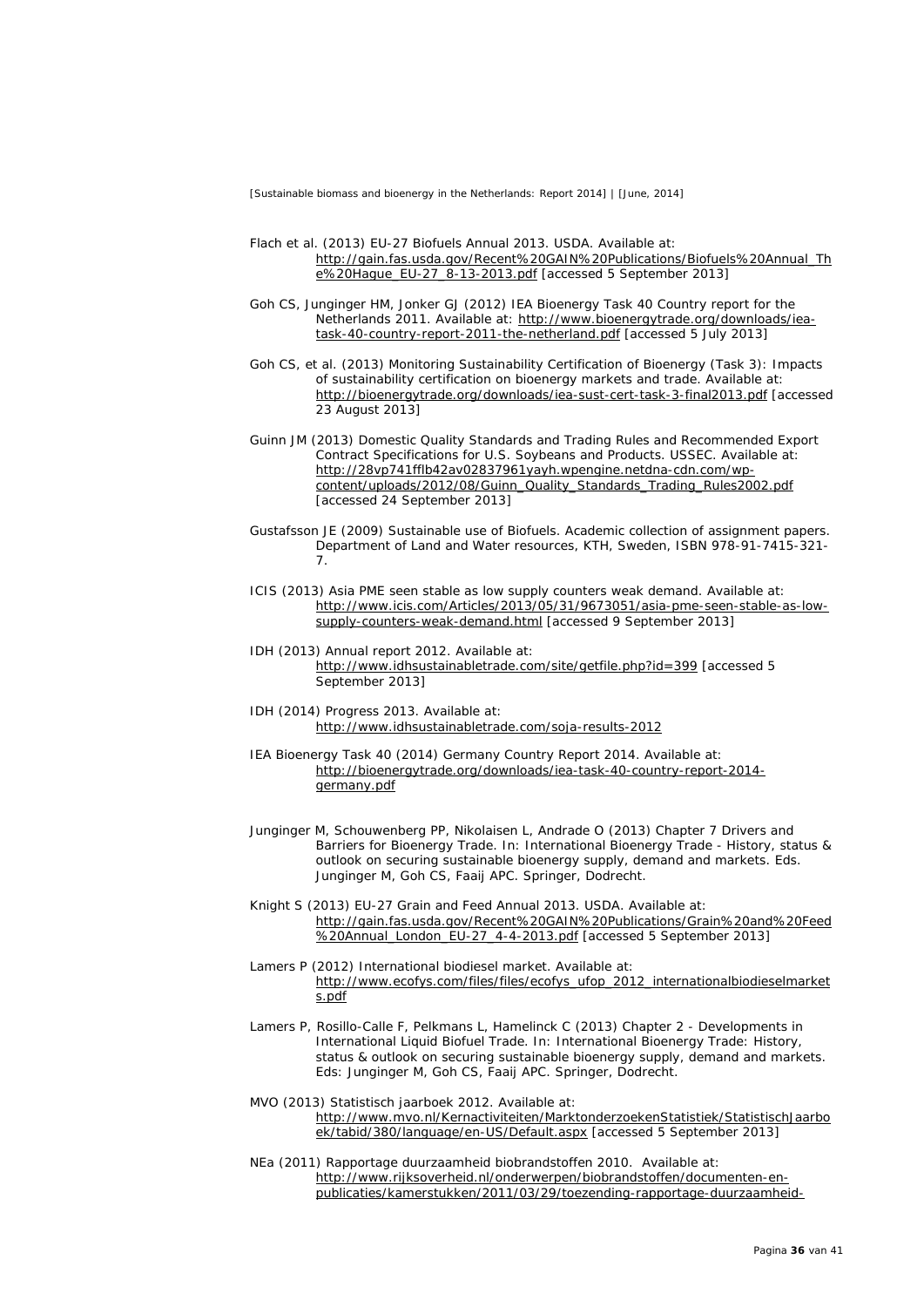Flach et al. (2013) EU-27 Biofuels Annual 2013. USDA. Available at: http://gain.fas.usda.gov/Recent%20GAIN%20Publications/Biofuels%20Annual_The%20Hague_EU-27_8-13-2013.pdf [accessed 5 September 2013]

Goh CS, Junginger HM, Jonker GJ (2012) IEA Bioenergy Task 40 Country report for the Netherlands 2011. Available at: http://www.bioenergytrade.org/downloads/iea-task-40-country-report-2011-the-netherland.pdf [accessed 5 July 2013]

Goh CS, et al. (2013) Monitoring Sustainability Certification of Bioenergy (Task 3): Impacts of sustainability certification on bioenergy markets and trade. Available at: http://bioenergytrade.org/downloads/iea-sust-cert-task-3-final2013.pdf [accessed 23 August 2013]

Guinn JM (2013) Domestic Quality Standards and Trading Rules and Recommended Export Contract Specifications for U.S. Soybeans and Products. USSEC. Available at: http://28vp741fflb42av02837961yayh.wpengine.netdna-cdn.com/wp-content/uploads/2012/08/Guinn_Quality_Standards_Trading_Rules2002.pdf [accessed 24 September 2013]

Gustafsson JE (2009) Sustainable use of Biofuels. Academic collection of assignment papers. Department of Land and Water resources, KTH, Sweden, ISBN 978-91-7415-321-7.

ICIS (2013) Asia PME seen stable as low supply counters weak demand. Available at: http://www.icis.com/Articles/2013/05/31/9673051/asia-pme-seen-stable-as-low-supply-counters-weak-demand.html [accessed 9 September 2013]

IDH (2013) Annual report 2012. Available at: http://www.idhsustainabletrade.com/site/getfile.php?id=399 [accessed 5 September 2013]

IDH (2014) Progress 2013. Available at: http://www.idhsustainabletrade.com/soja-results-2012

IEA Bioenergy Task 40 (2014) Germany Country Report 2014. Available at: http://bioenergytrade.org/downloads/iea-task-40-country-report-2014-germany.pdf

Junginger M, Schouwenberg PP, Nikolaisen L, Andrade O (2013) Chapter 7 Drivers and Barriers for Bioenergy Trade. In: International Bioenergy Trade - History, status & outlook on securing sustainable bioenergy supply, demand and markets. Eds. Junginger M, Goh CS, Faaij APC. Springer, Dodrecht.

Knight S (2013) EU-27 Grain and Feed Annual 2013. USDA. Available at: http://gain.fas.usda.gov/Recent%20GAIN%20Publications/Grain%20and%20Feed%20Annual_London_EU-27_4-4-2013.pdf [accessed 5 September 2013]

Lamers P (2012) International biodiesel market. Available at: http://www.ecofys.com/files/files/ecofys_ufop_2012_internationalbiodieselmarkets.pdf

Lamers P, Rosillo-Calle F, Pelkmans L, Hamelinck C (2013) Chapter 2 - Developments in International Liquid Biofuel Trade. In: International Bioenergy Trade: History, status & outlook on securing sustainable bioenergy supply, demand and markets. Eds: Junginger M, Goh CS, Faaij APC. Springer, Dodrecht.

MVO (2013) Statistisch jaarboek 2012. Available at: http://www.mvo.nl/Kernactiviteiten/MarktonderzoekenStatistiek/StatistischJaarboek/tabid/380/language/en-US/Default.aspx [accessed 5 September 2013]

NEa (2011) Rapportage duurzaamheid biobrandstoffen 2010. Available at: http://www.rijksoverheid.nl/onderwerpen/biobrandstoffen/documenten-en-publicaties/kamerstukken/2011/03/29/toezending-rapportage-duurzaamheid-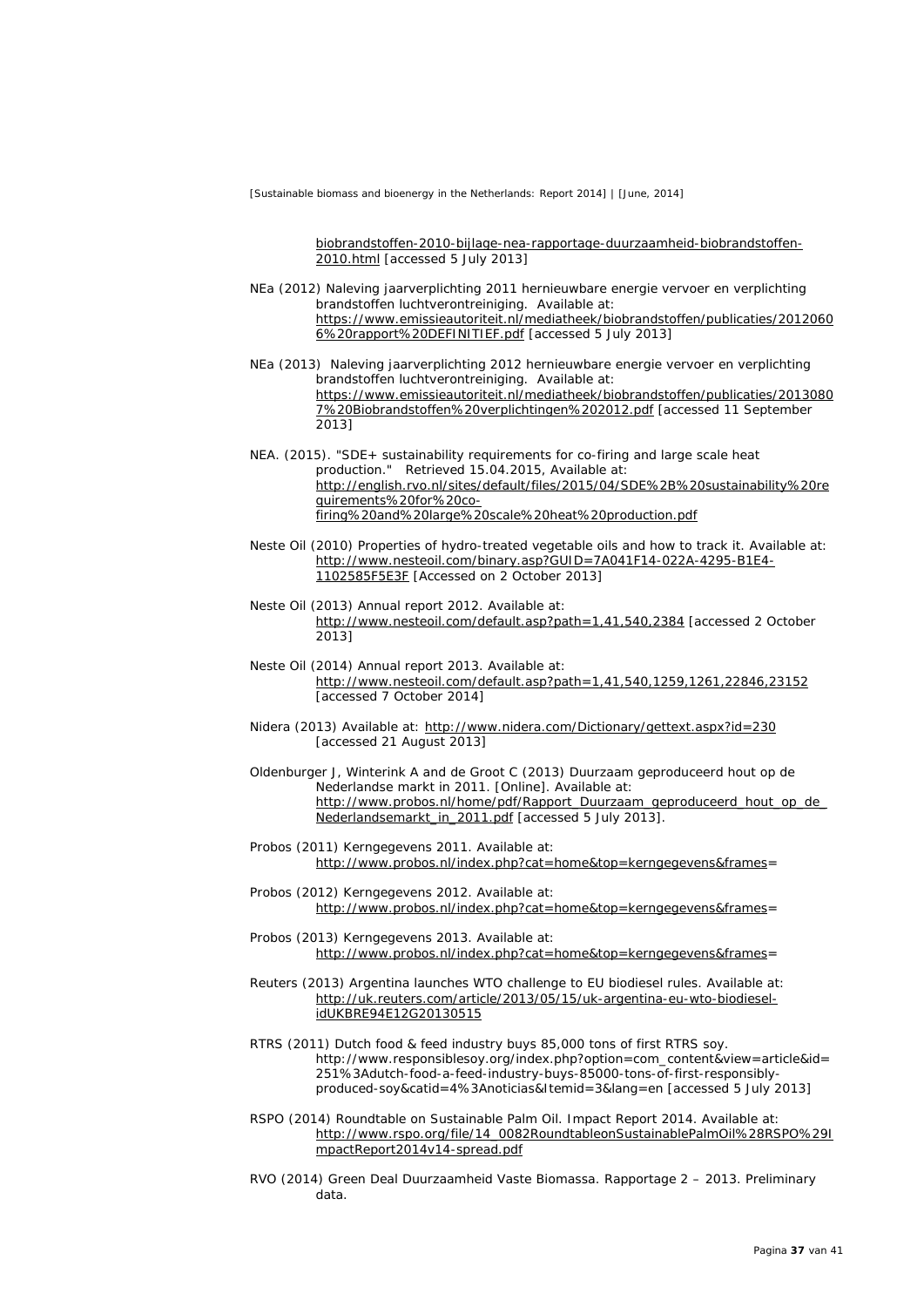biobrandstoffen-2010-bijlage-nea-rapportage-duurzaamheid-biobrandstoffen-2010.html [accessed 5 July 2013]

NEa (2012) Naleving jaarverplichting 2011 hernieuwbare energie vervoer en verplichting brandstoffen luchtverontreiniging. Available at: https://www.emissieautoriteit.nl/mediatheek/biobrandstoffen/publicaties/20120606%20rapport%20DEFINITIEF.pdf [accessed 5 July 2013]

NEa (2013) Naleving jaarverplichting 2012 hernieuwbare energie vervoer en verplichting brandstoffen luchtverontreiniging. Available at: https://www.emissieautoriteit.nl/mediatheek/biobrandstoffen/publicaties/20130807%20Biobrandstoffen%20verplichtingen%202012.pdf [accessed 11 September 2013]

NEA. (2015). "SDE+ sustainability requirements for co-firing and large scale heat production." Retrieved 15.04.2015, Available at: http://english.rvo.nl/sites/default/files/2015/04/SDE%2B%20sustainability%20requirements%20for%20co-firing%20and%20large%20scale%20heat%20production.pdf

Neste Oil (2010) Properties of hydro-treated vegetable oils and how to track it. Available at: http://www.nesteoil.com/binary.asp?GUID=7A041F14-022A-4295-B1E4-1102585F5E3F [Accessed on 2 October 2013]

Neste Oil (2013) Annual report 2012. Available at: http://www.nesteoil.com/default.asp?path=1,41,540,2384 [accessed 2 October 2013]

Neste Oil (2014) Annual report 2013. Available at: http://www.nesteoil.com/default.asp?path=1,41,540,1259,1261,22846,23152 [accessed 7 October 2014]

Nidera (2013) Available at: http://www.nidera.com/Dictionary/gettext.aspx?id=230 [accessed 21 August 2013]

Oldenburger J, Winterink A and de Groot C (2013) Duurzaam geproduceerd hout op de Nederlandse markt in 2011. [Online]. Available at: http://www.probos.nl/home/pdf/Rapport_Duurzaam_geproduceerd_hout_op_de_Nederlandsemarkt_in_2011.pdf [accessed 5 July 2013].

Probos (2011) Kerngegevens 2011. Available at: http://www.probos.nl/index.php?cat=home&top=kerngegevens&frames=

Probos (2012) Kerngegevens 2012. Available at: http://www.probos.nl/index.php?cat=home&top=kerngegevens&frames=

Probos (2013) Kerngegevens 2013. Available at: http://www.probos.nl/index.php?cat=home&top=kerngegevens&frames=

Reuters (2013) Argentina launches WTO challenge to EU biodiesel rules. Available at: http://uk.reuters.com/article/2013/05/15/uk-argentina-eu-wto-biodiesel-idUKBRE94E12G20130515

RTRS (2011) Dutch food & feed industry buys 85,000 tons of first RTRS soy. http://www.responsiblesoy.org/index.php?option=com_content&view=article&id=251%3Adutch-food-a-feed-industry-buys-85000-tons-of-first-responsibly-produced-soy&catid=4%3Anoticias&Itemid=3&lang=en [accessed 5 July 2013]

RSPO (2014) Roundtable on Sustainable Palm Oil. Impact Report 2014. Available at: http://www.rspo.org/file/14_0082RoundtableonSustainablePalmOil%28RSPO%29ImpactReport2014v14-spread.pdf

RVO (2014) Green Deal Duurzaamheid Vaste Biomassa. Rapportage 2 – 2013. Preliminary data.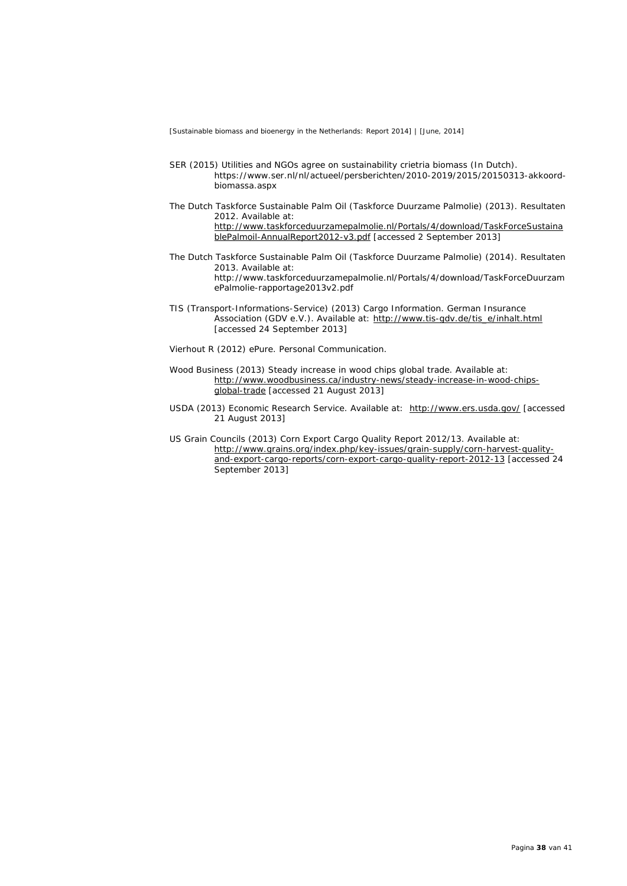SER (2015) Utilities and NGOs agree on sustainability crietria biomass (In Dutch). https://www.ser.nl/nl/actueel/persberichten/2010-2019/2015/20150313-akkoord-biomassa.aspx

The Dutch Taskforce Sustainable Palm Oil (Taskforce Duurzame Palmolie) (2013). Resultaten 2012. Available at: http://www.taskforceduurzamepalmolie.nl/Portals/4/download/TaskForceSustainablePalmoil-AnnualReport2012-v3.pdf [accessed 2 September 2013]

The Dutch Taskforce Sustainable Palm Oil (Taskforce Duurzame Palmolie) (2014). Resultaten 2013. Available at: http://www.taskforceduurzamepalmolie.nl/Portals/4/download/TaskForceDuurzamePalmolie-rapportage2013v2.pdf

TIS (Transport-Informations-Service) (2013) Cargo Information. German Insurance Association (GDV e.V.). Available at: http://www.tis-gdv.de/tis_e/inhalt.html [accessed 24 September 2013]

Vierhout R (2012) ePure. Personal Communication.

Wood Business (2013) Steady increase in wood chips global trade. Available at: http://www.woodbusiness.ca/industry-news/steady-increase-in-wood-chips-global-trade [accessed 21 August 2013]

USDA (2013) Economic Research Service. Available at: http://www.ers.usda.gov/ [accessed 21 August 2013]

US Grain Councils (2013) Corn Export Cargo Quality Report 2012/13. Available at: http://www.grains.org/index.php/key-issues/grain-supply/corn-harvest-quality-and-export-cargo-reports/corn-export-cargo-quality-report-2012-13 [accessed 24 September 2013]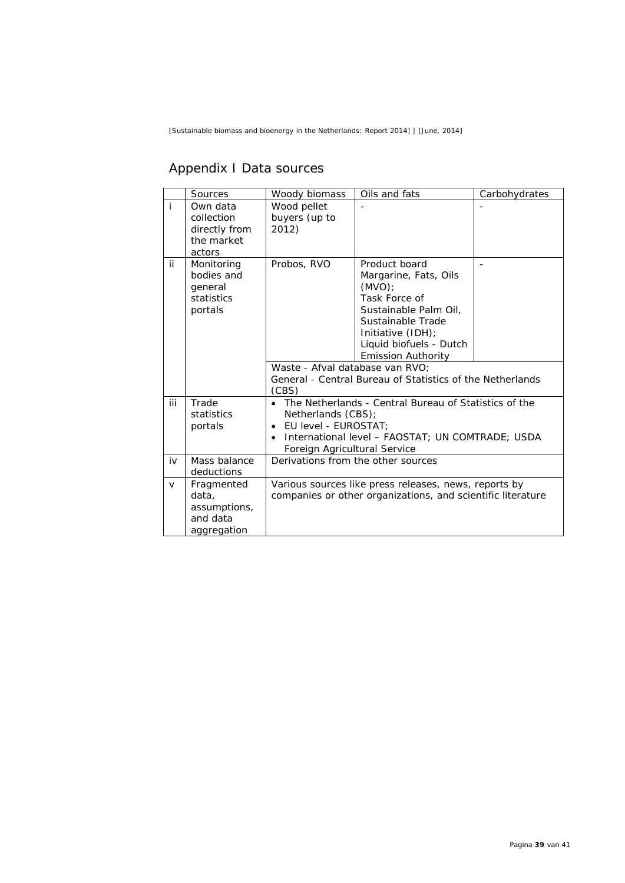# Appendix I Data sources

| | Sources | Woody biomass | Oils and fats | Carbohydrates |
|---|---|---|---|---|
| i | Own data collection directly from the market actors | Wood pellet buyers (up to 2012) | - | - |
| ii | Monitoring bodies and general statistics portals | Probos, RVO | Product board Margarine, Fats, Oils (MVO); Task Force of Sustainable Palm Oil, Sustainable Trade Initiative (IDH); Liquid biofuels - Dutch Emission Authority | - |
| | | Waste - Afval database van RVO; General - Central Bureau of Statistics of the Netherlands (CBS) | | |
| iii | Trade statistics portals | • The Netherlands - Central Bureau of Statistics of the Netherlands (CBS); • EU level - EUROSTAT; • International level – FAOSTAT; UN COMTRADE; USDA Foreign Agricultural Service | | |
| iv | Mass balance deductions | Derivations from the other sources | | |
| v | Fragmented data, assumptions, and data aggregation | Various sources like press releases, news, reports by companies or other organizations, and scientific literature | | |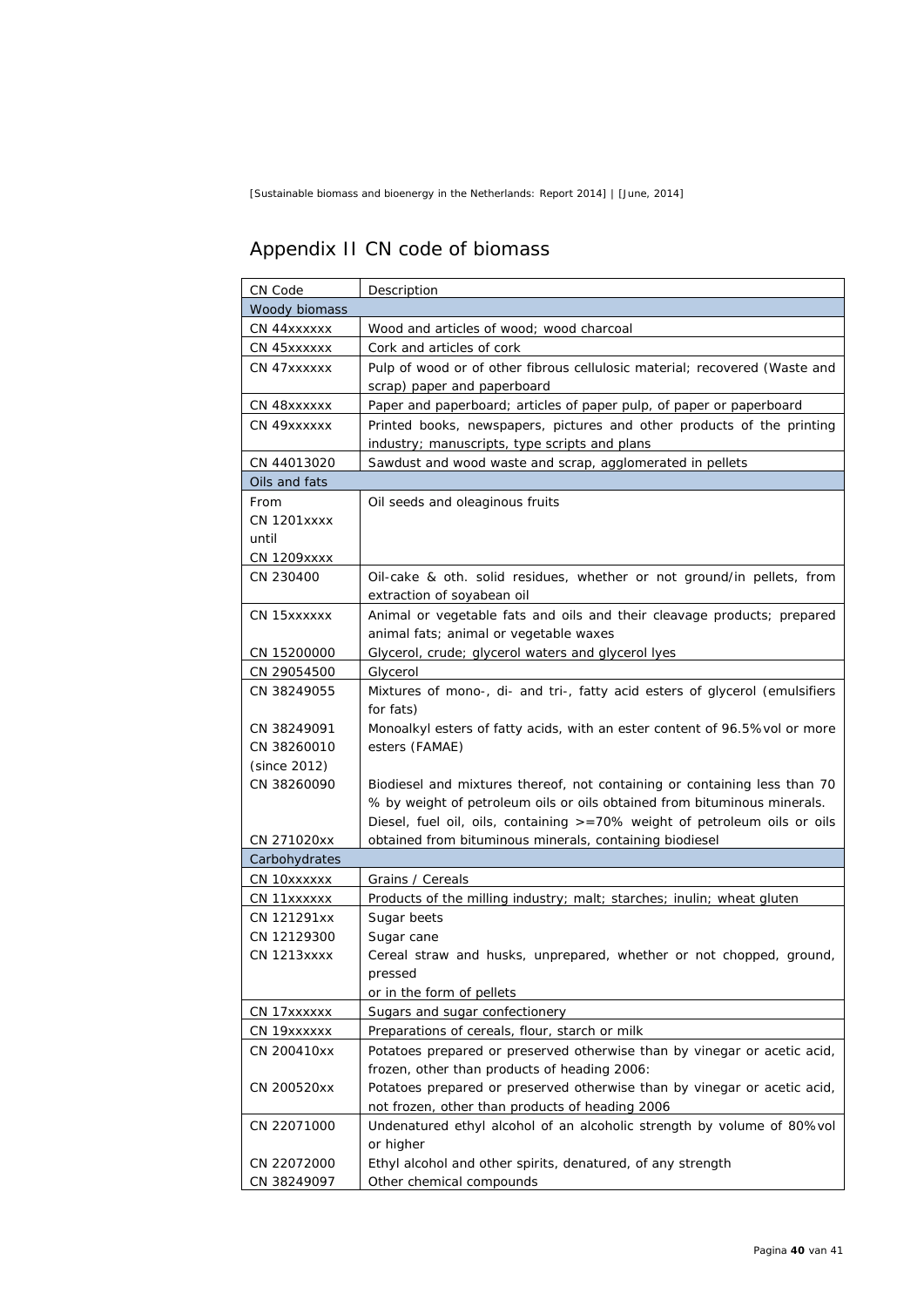## Appendix II CN code of biomass

| CN Code | Description |
|---|---|
| **Woody biomass** | |
| CN 44xxxxxx | Wood and articles of wood; wood charcoal |
| CN 45xxxxxx | Cork and articles of cork |
| CN 47xxxxxx | Pulp of wood or of other fibrous cellulosic material; recovered (Waste and scrap) paper and paperboard |
| CN 48xxxxxx | Paper and paperboard; articles of paper pulp, of paper or paperboard |
| CN 49xxxxxx | Printed books, newspapers, pictures and other products of the printing industry; manuscripts, type scripts and plans |
| CN 44013020 | Sawdust and wood waste and scrap, agglomerated in pellets |
| **Oils and fats** | |
| From CN 1201xxxx until CN 1209xxxx | Oil seeds and oleaginous fruits |
| CN 230400 | Oil-cake & oth. solid residues, whether or not ground/in pellets, from extraction of soyabean oil |
| CN 15xxxxxx | Animal or vegetable fats and oils and their cleavage products; prepared animal fats; animal or vegetable waxes |
| CN 15200000 | Glycerol, crude; glycerol waters and glycerol lyes |
| CN 29054500 | Glycerol |
| CN 38249055 | Mixtures of mono-, di- and tri-, fatty acid esters of glycerol (emulsifiers for fats) |
| CN 38249091 CN 38260010 (since 2012) | Monoalkyl esters of fatty acids, with an ester content of 96.5%vol or more esters (FAMAE) |
| CN 38260090 | Biodiesel and mixtures thereof, not containing or containing less than 70 % by weight of petroleum oils or oils obtained from bituminous minerals. |
| CN 271020xx | Diesel, fuel oil, oils, containing >=70% weight of petroleum oils or oils obtained from bituminous minerals, containing biodiesel |
| **Carbohydrates** | |
| CN 10xxxxxx | Grains / Cereals |
| CN 11xxxxxx | Products of the milling industry; malt; starches; inulin; wheat gluten |
| CN 121291xx | Sugar beets |
| CN 12129300 | Sugar cane |
| CN 1213xxxx | Cereal straw and husks, unprepared, whether or not chopped, ground, pressed or in the form of pellets |
| CN 17xxxxxx | Sugars and sugar confectionery |
| CN 19xxxxxx | Preparations of cereals, flour, starch or milk |
| CN 200410xx | Potatoes prepared or preserved otherwise than by vinegar or acetic acid, frozen, other than products of heading 2006: |
| CN 200520xx | Potatoes prepared or preserved otherwise than by vinegar or acetic acid, not frozen, other than products of heading 2006 |
| CN 22071000 | Undenatured ethyl alcohol of an alcoholic strength by volume of 80%vol or higher |
| CN 22072000 | Ethyl alcohol and other spirits, denatured, of any strength |
| CN 38249097 | Other chemical compounds |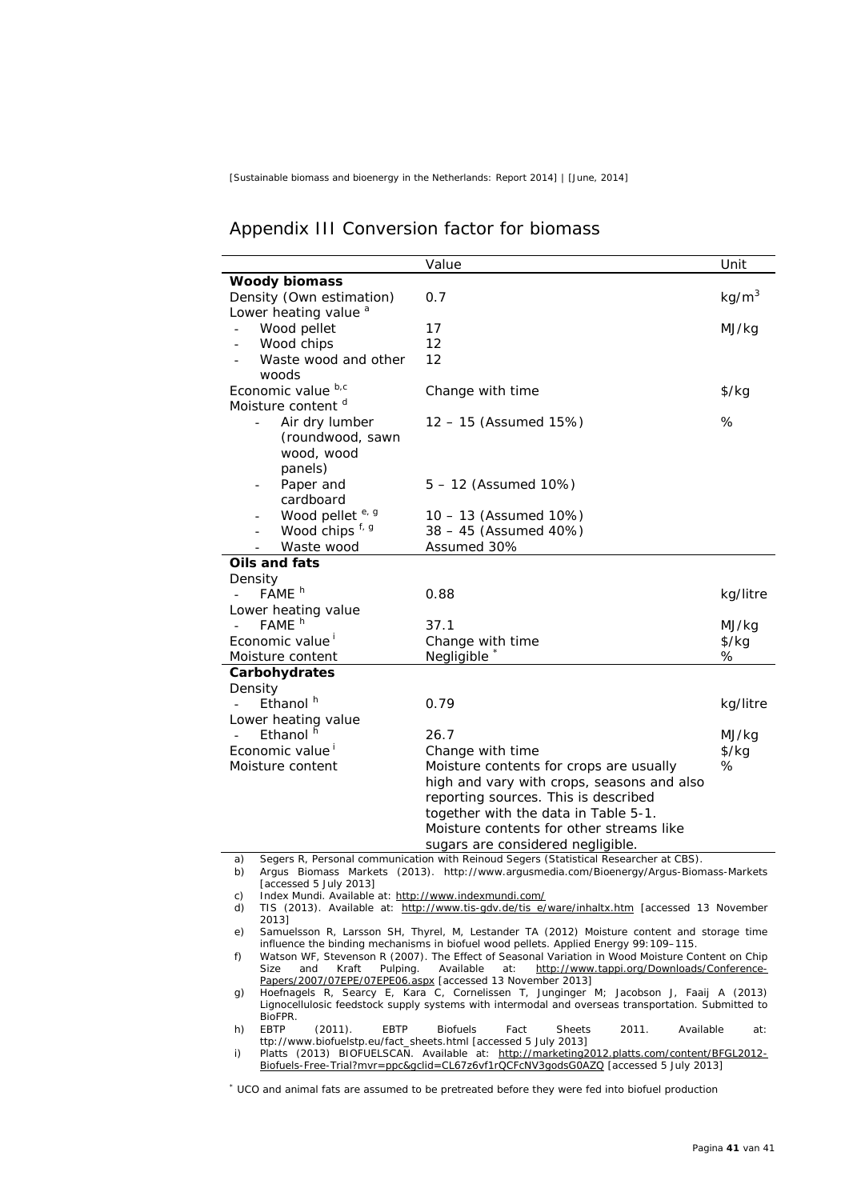## Appendix III Conversion factor for biomass

| | Value | Unit |
|---|---|---|
| **Woody biomass** | | |
| Density (Own estimation) | 0.7 | $kg/m^3$ |
| Lower heating value [a] | | |
| - Wood pellet | 17 | MJ/kg |
| - Wood chips | 12 | |
| - Waste wood and other woods | 12 | |
| Economic value [b,c] | Change with time | $/kg |
| Moisture content [d] | | |
| - Air dry lumber (roundwood, sawn wood, wood panels) | 12 – 15 (Assumed 15%) | % |
| - Paper and cardboard | 5 – 12 (Assumed 10%) | |
| - Wood pellet [e, g] | 10 – 13 (Assumed 10%) | |
| - Wood chips [f, g] | 38 – 45 (Assumed 40%) | |
| - Waste wood | Assumed 30% | |
| **Oils and fats** | | |
| Density | | |
| - FAME [h] | 0.88 | kg/litre |
| Lower heating value | | |
| - FAME [h] | 37.1 | MJ/kg |
| Economic value [i] | Change with time | $/kg |
| Moisture content | Negligible [*] | % |
| **Carbohydrates** | | |
| Density | | |
| - Ethanol [h] | 0.79 | kg/litre |
| Lower heating value | | |
| - Ethanol [h] | 26.7 | MJ/kg |
| Economic value [i] | Change with time | $/kg |
| Moisture content | Moisture contents for crops are usually high and vary with crops, seasons and also reporting sources. This is described together with the data in Table 5-1. Moisture contents for other streams like sugars are considered negligible. | % |

a) Segers R, Personal communication with Reinoud Segers (Statistical Researcher at CBS).
b) Argus Biomass Markets (2013). http://www.argusmedia.com/Bioenergy/Argus-Biomass-Markets [accessed 5 July 2013]
c) Index Mundi. Available at: http://www.indexmundi.com/
d) TIS (2013). Available at: http://www.tis-gdv.de/tis_e/ware/inhaltx.htm [accessed 13 November 2013]
e) Samuelsson R, Larsson SH, Thyrel, M, Lestander TA (2012) Moisture content and storage time influence the binding mechanisms in biofuel wood pellets. Applied Energy 99:109–115.
f) Watson WF, Stevenson R (2007). The Effect of Seasonal Variation in Wood Moisture Content on Chip Size and Kraft Pulping. Available at: http://www.tappi.org/Downloads/Conference-Papers/2007/07EPE/07EPE06.aspx [accessed 13 November 2013]
g) Hoefnagels R, Searcy E, Kara C, Cornelissen T, Junginger M; Jacobson J, Faaij A (2013) Lignocellulosic feedstock supply systems with intermodal and overseas transportation. Submitted to BioFPR.
h) EBTP (2011). EBTP Biofuels Fact Sheets 2011. Available at: ttp://www.biofuelstp.eu/fact_sheets.html [accessed 5 July 2013]
i) Platts (2013) BIOFUELSCAN. Available at: http://marketing2012.platts.com/content/BFGL2012-Biofuels-Free-Trial?mvr=ppc&gclid=CL67z6vf1rQCFcNV3godsG0AZQ [accessed 5 July 2013]

[*] UCO and animal fats are assumed to be pretreated before they were fed into biofuel production